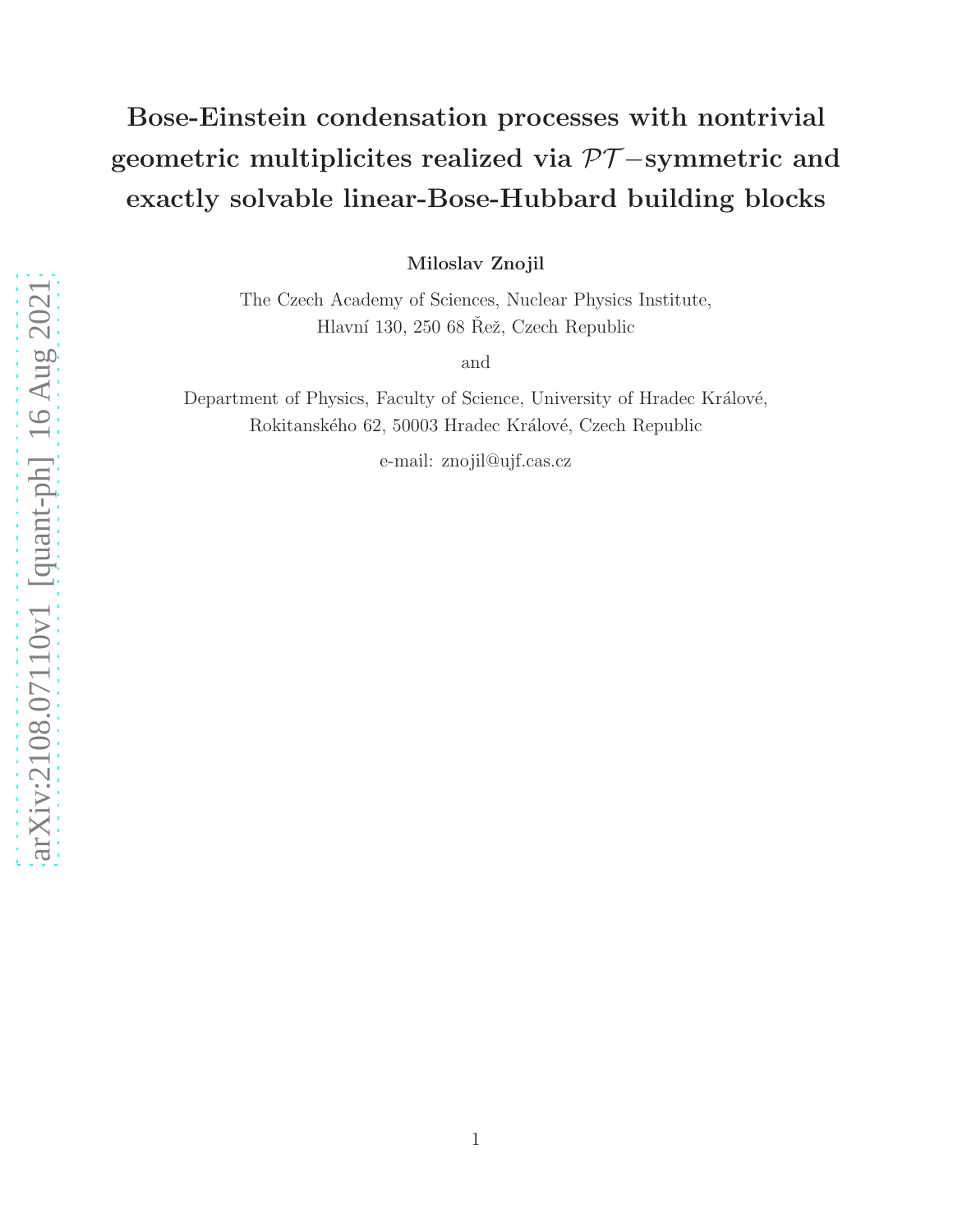# Bose-Einstein condensation processes with nontrivial geometric multiplicites realized via $\mathcal{PT}-$symmetric and exactly solvable linear-Bose-Hubbard building blocks

**Miloslav Znojil**

The Czech Academy of Sciences, Nuclear Physics Institute,
Hlavní 130, 250 68 Řež, Czech Republic

and

Department of Physics, Faculty of Science, University of Hradec Králové,
Rokitanského 62, 50003 Hradec Králové, Czech Republic

e-mail: znojil@ujf.cas.cz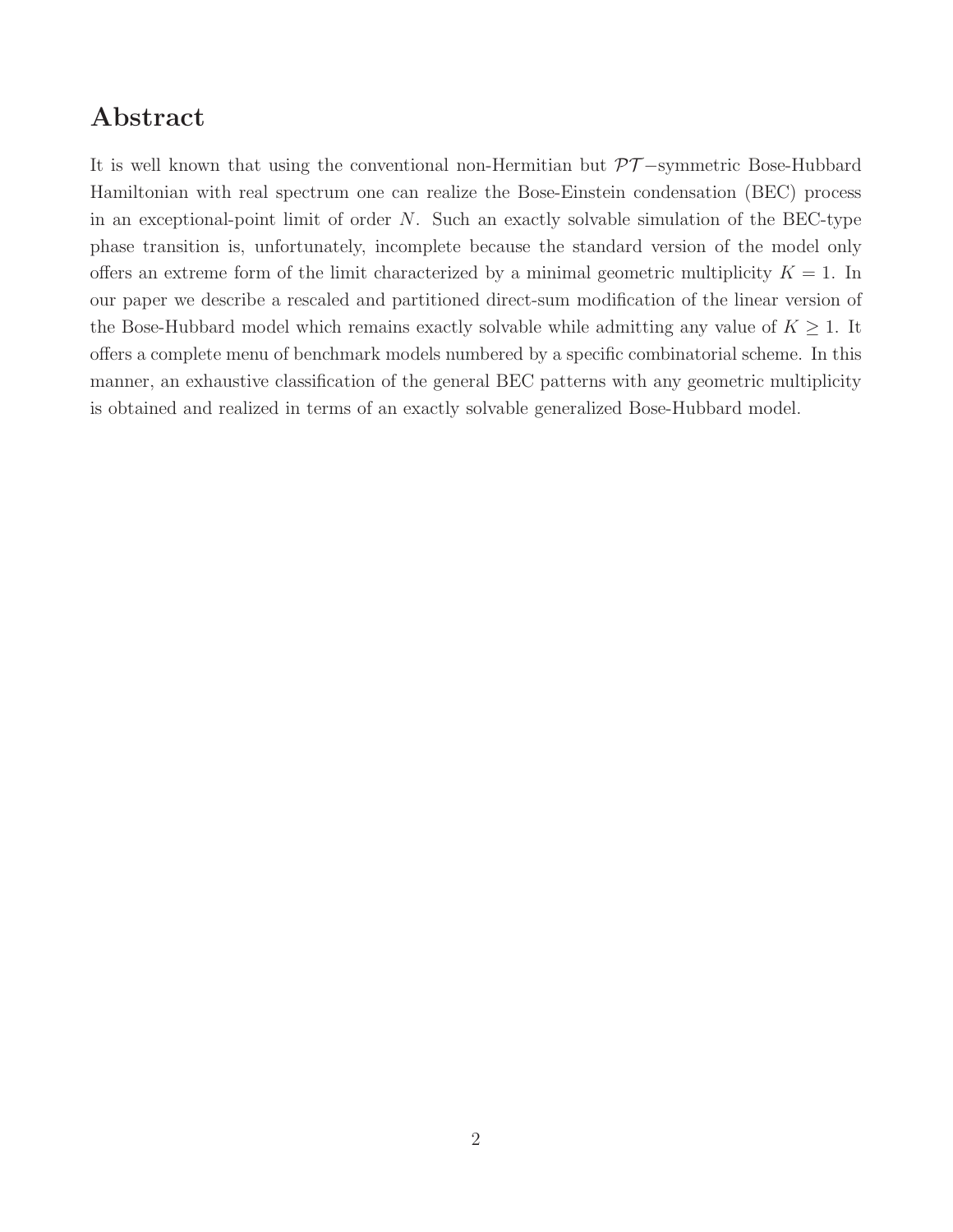# Abstract

It is well known that using the conventional non-Hermitian but $\mathcal{PT}-$symmetric Bose-Hubbard Hamiltonian with real spectrum one can realize the Bose-Einstein condensation (BEC) process in an exceptional-point limit of order $N$. Such an exactly solvable simulation of the BEC-type phase transition is, unfortunately, incomplete because the standard version of the model only offers an extreme form of the limit characterized by a minimal geometric multiplicity $K = 1$. In our paper we describe a rescaled and partitioned direct-sum modification of the linear version of the Bose-Hubbard model which remains exactly solvable while admitting any value of $K \geq 1$. It offers a complete menu of benchmark models numbered by a specific combinatorial scheme. In this manner, an exhaustive classification of the general BEC patterns with any geometric multiplicity is obtained and realized in terms of an exactly solvable generalized Bose-Hubbard model.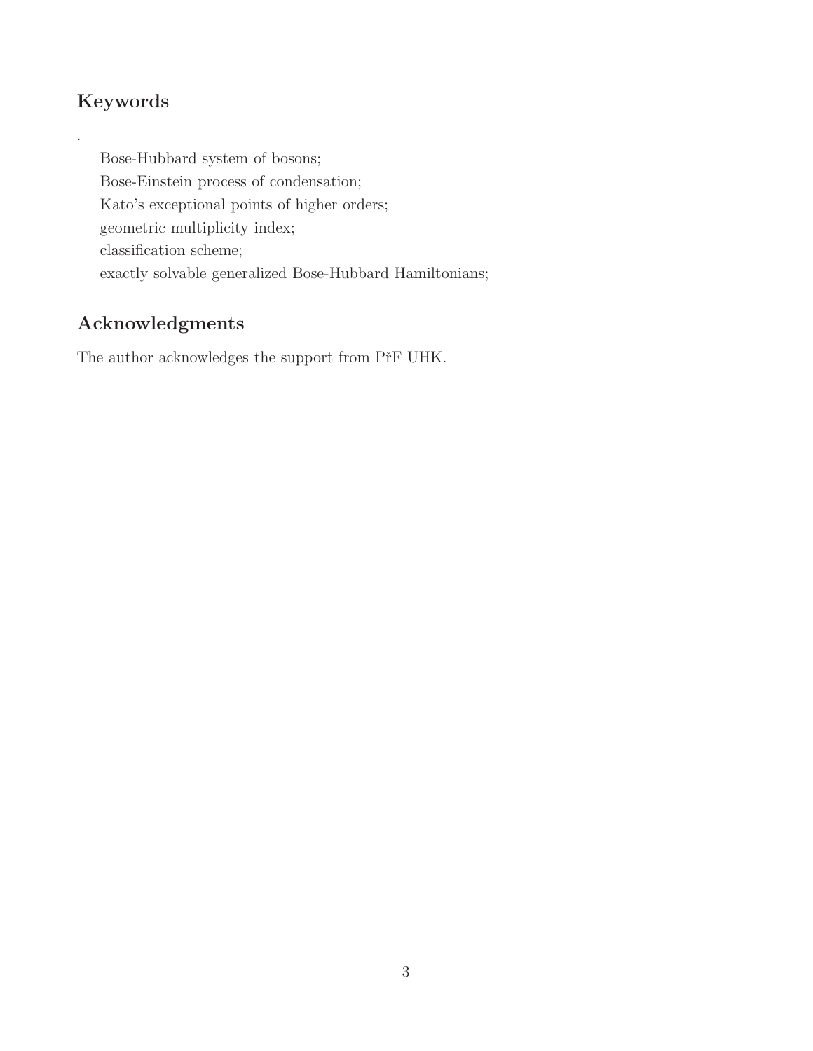## Keywords

.

Bose-Hubbard system of bosons;
Bose-Einstein process of condensation;
Kato's exceptional points of higher orders;
geometric multiplicity index;
classification scheme;
exactly solvable generalized Bose-Hubbard Hamiltonians;

## Acknowledgments

The author acknowledges the support from PřF UHK.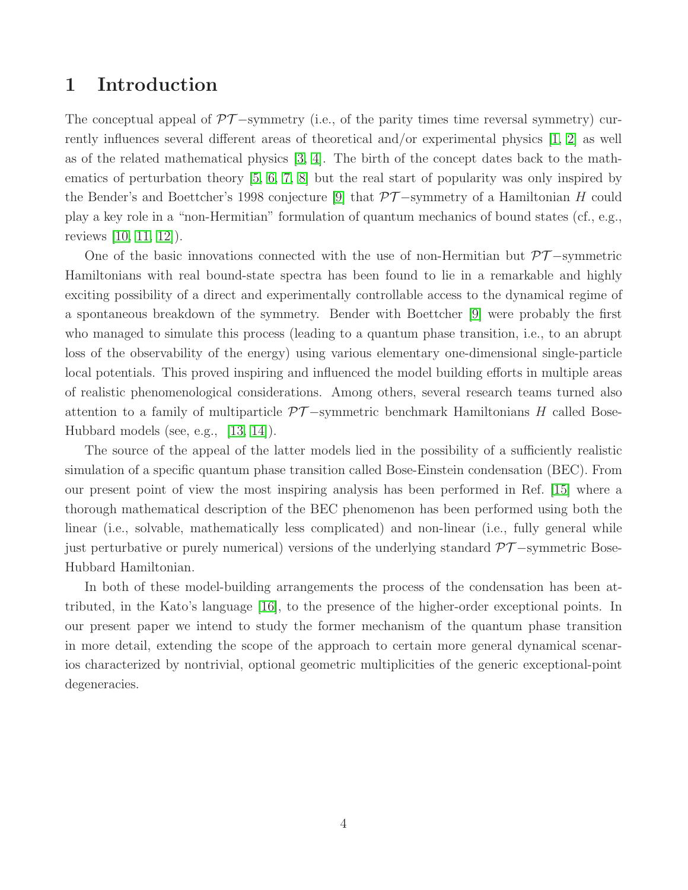# 1 Introduction

The conceptual appeal of $\mathcal{PT}-$symmetry (i.e., of the parity times time reversal symmetry) currently influences several different areas of theoretical and/or experimental physics [1, 2] as well as of the related mathematical physics [3, 4]. The birth of the concept dates back to the mathematics of perturbation theory [5, 6, 7, 8] but the real start of popularity was only inspired by the Bender's and Boettcher's 1998 conjecture [9] that $\mathcal{PT}-$symmetry of a Hamiltonian $H$ could play a key role in a "non-Hermitian" formulation of quantum mechanics of bound states (cf., e.g., reviews [10, 11, 12]).

One of the basic innovations connected with the use of non-Hermitian but $\mathcal{PT}-$symmetric Hamiltonians with real bound-state spectra has been found to lie in a remarkable and highly exciting possibility of a direct and experimentally controllable access to the dynamical regime of a spontaneous breakdown of the symmetry. Bender with Boettcher [9] were probably the first who managed to simulate this process (leading to a quantum phase transition, i.e., to an abrupt loss of the observability of the energy) using various elementary one-dimensional single-particle local potentials. This proved inspiring and influenced the model building efforts in multiple areas of realistic phenomenological considerations. Among others, several research teams turned also attention to a family of multiparticle $\mathcal{PT}-$symmetric benchmark Hamiltonians $H$ called Bose-Hubbard models (see, e.g., [13, 14]).

The source of the appeal of the latter models lied in the possibility of a sufficiently realistic simulation of a specific quantum phase transition called Bose-Einstein condensation (BEC). From our present point of view the most inspiring analysis has been performed in Ref. [15] where a thorough mathematical description of the BEC phenomenon has been performed using both the linear (i.e., solvable, mathematically less complicated) and non-linear (i.e., fully general while just perturbative or purely numerical) versions of the underlying standard $\mathcal{PT}-$symmetric Bose-Hubbard Hamiltonian.

In both of these model-building arrangements the process of the condensation has been attributed, in the Kato's language [16], to the presence of the higher-order exceptional points. In our present paper we intend to study the former mechanism of the quantum phase transition in more detail, extending the scope of the approach to certain more general dynamical scenarios characterized by nontrivial, optional geometric multiplicities of the generic exceptional-point degeneracies.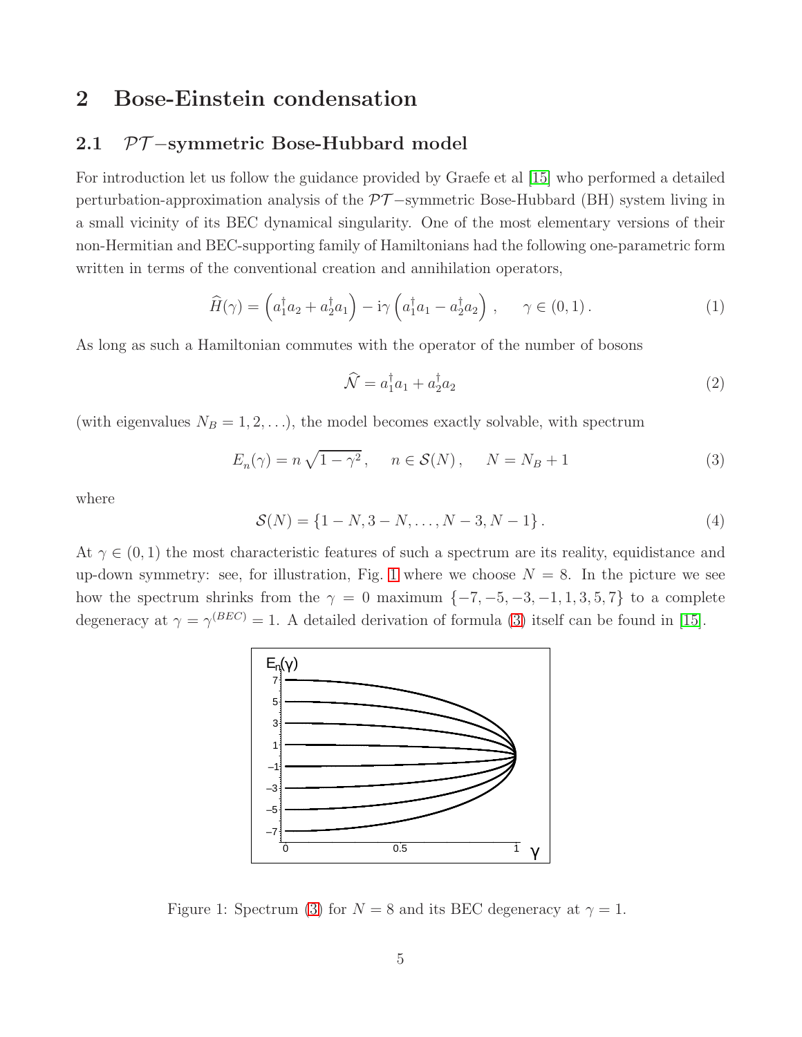## 2 Bose-Einstein condensation

### 2.1 $\mathcal{PT}$−symmetric Bose-Hubbard model

For introduction let us follow the guidance provided by Graefe et al [15] who performed a detailed perturbation-approximation analysis of the $\mathcal{PT}$−symmetric Bose-Hubbard (BH) system living in a small vicinity of its BEC dynamical singularity. One of the most elementary versions of their non-Hermitian and BEC-supporting family of Hamiltonians had the following one-parametric form written in terms of the conventional creation and annihilation operators,

$$\widehat{H}(\gamma) = \left(a_1^\dagger a_2 + a_2^\dagger a_1\right) - \mathrm{i}\gamma \left(a_1^\dagger a_1 - a_2^\dagger a_2\right) , \qquad \gamma \in (0,1) \,. \tag{1}$$

As long as such a Hamiltonian commutes with the operator of the number of bosons

$$\widehat{\mathcal{N}} = a_1^\dagger a_1 + a_2^\dagger a_2 \tag{2}$$

(with eigenvalues $N_B = 1, 2, \ldots$), the model becomes exactly solvable, with spectrum

$$E_n(\gamma) = n\,\sqrt{1-\gamma^2}\,, \qquad n \in \mathcal{S}(N)\,, \qquad N = N_B + 1 \tag{3}$$

where

$$\mathcal{S}(N) = \{1-N, 3-N, \ldots, N-3, N-1\}\,. \tag{4}$$

At $\gamma \in (0,1)$ the most characteristic features of such a spectrum are its reality, equidistance and up-down symmetry: see, for illustration, Fig. 1 where we choose $N = 8$. In the picture we see how the spectrum shrinks from the $\gamma = 0$ maximum $\{-7, -5, -3, -1, 1, 3, 5, 7\}$ to a complete degeneracy at $\gamma = \gamma^{(BEC)} = 1$. A detailed derivation of formula (3) itself can be found in [15].

Figure 1: Spectrum (3) for $N = 8$ and its BEC degeneracy at $\gamma = 1$.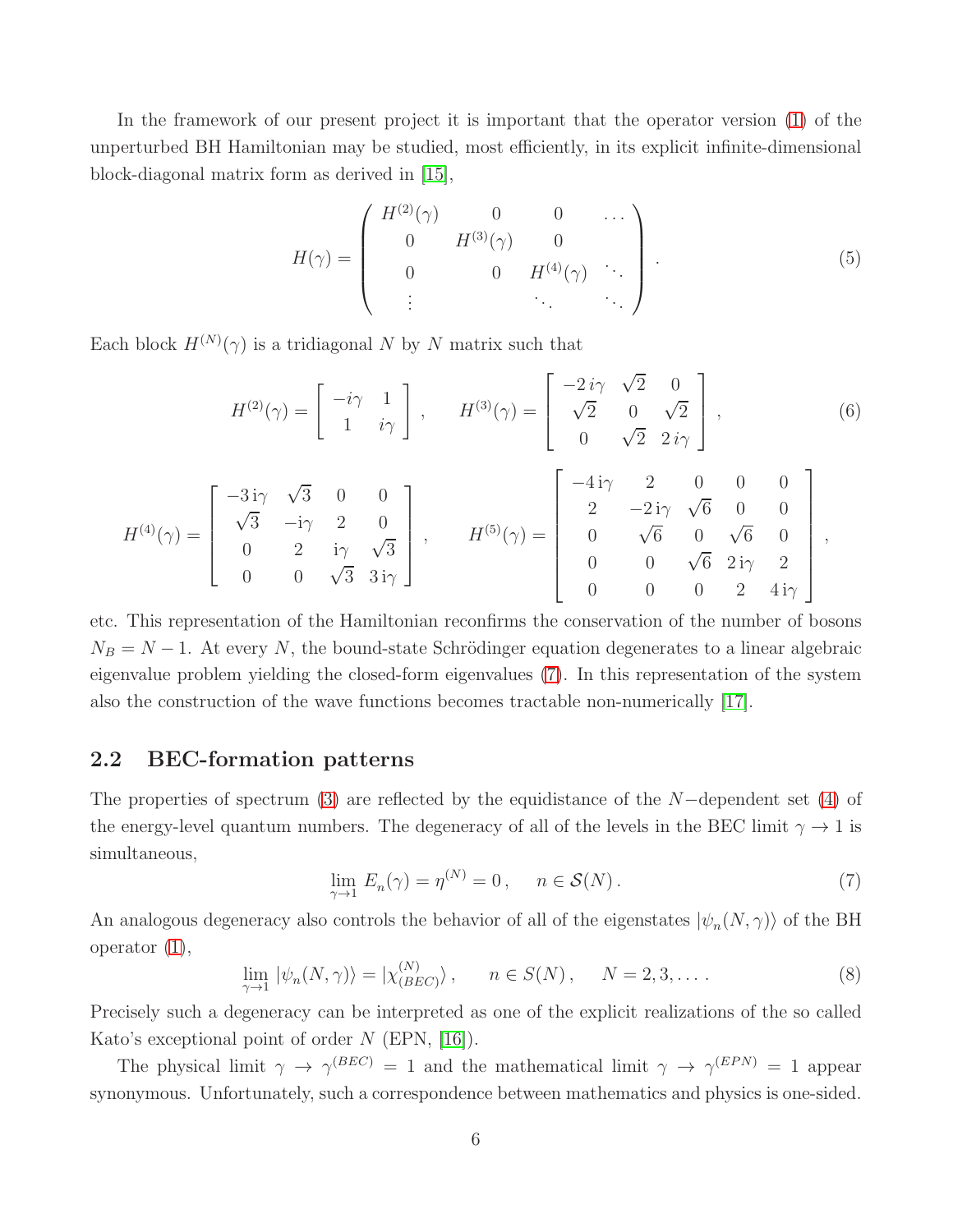In the framework of our present project it is important that the operator version (1) of the unperturbed BH Hamiltonian may be studied, most efficiently, in its explicit infinite-dimensional block-diagonal matrix form as derived in [15],

$$
H(\gamma) = \left( \begin{array}{cccc} H^{(2)}(\gamma) & 0 & 0 & \ldots \\ 0 & H^{(3)}(\gamma) & 0 & \\ 0 & 0 & H^{(4)}(\gamma) & \ddots \\ \vdots & & \ddots & \ddots \end{array} \right) . \tag{5}
$$

Each block $H^{(N)}(\gamma)$ is a tridiagonal $N$ by $N$ matrix such that

$$
H^{(2)}(\gamma) = \left[ \begin{array}{cc} -i\gamma & 1 \\ 1 & i\gamma \end{array} \right] , \qquad H^{(3)}(\gamma) = \left[ \begin{array}{ccc} -2\,i\gamma & \sqrt{2} & 0 \\ \sqrt{2} & 0 & \sqrt{2} \\ 0 & \sqrt{2} & 2\,i\gamma \end{array} \right] , \tag{6}
$$

$$
H^{(4)}(\gamma) = \left[ \begin{array}{cccc} -3\,\mathrm{i}\gamma & \sqrt{3} & 0 & 0 \\ \sqrt{3} & -\mathrm{i}\gamma & 2 & 0 \\ 0 & 2 & \mathrm{i}\gamma & \sqrt{3} \\ 0 & 0 & \sqrt{3} & 3\,\mathrm{i}\gamma \end{array} \right] , \qquad H^{(5)}(\gamma) = \left[ \begin{array}{ccccc} -4\,\mathrm{i}\gamma & 2 & 0 & 0 & 0 \\ 2 & -2\,\mathrm{i}\gamma & \sqrt{6} & 0 & 0 \\ 0 & \sqrt{6} & 0 & \sqrt{6} & 0 \\ 0 & 0 & \sqrt{6} & 2\,\mathrm{i}\gamma & 2 \\ 0 & 0 & 0 & 2 & 4\,\mathrm{i}\gamma \end{array} \right] ,
$$

etc. This representation of the Hamiltonian reconfirms the conservation of the number of bosons $N_B = N - 1$. At every $N$, the bound-state Schrödinger equation degenerates to a linear algebraic eigenvalue problem yielding the closed-form eigenvalues (7). In this representation of the system also the construction of the wave functions becomes tractable non-numerically [17].

## 2.2 BEC-formation patterns

The properties of spectrum (3) are reflected by the equidistance of the $N-$dependent set (4) of the energy-level quantum numbers. The degeneracy of all of the levels in the BEC limit $\gamma \to 1$ is simultaneous,

$$
\lim_{\gamma \to 1} E_n(\gamma) = \eta^{(N)} = 0 , \qquad n \in \mathcal{S}(N) . \tag{7}
$$

An analogous degeneracy also controls the behavior of all of the eigenstates $|\psi_n(N,\gamma)\rangle$ of the BH operator (1),

$$
\lim_{\gamma \to 1} |\psi_n(N,\gamma)\rangle = |\chi^{(N)}_{(BEC)}\rangle , \qquad n \in S(N) , \qquad N = 2, 3, \ldots . \tag{8}
$$

Precisely such a degeneracy can be interpreted as one of the explicit realizations of the so called Kato's exceptional point of order $N$ (EPN, [16]).

The physical limit $\gamma \to \gamma^{(BEC)} = 1$ and the mathematical limit $\gamma \to \gamma^{(EPN)} = 1$ appear synonymous. Unfortunately, such a correspondence between mathematics and physics is one-sided.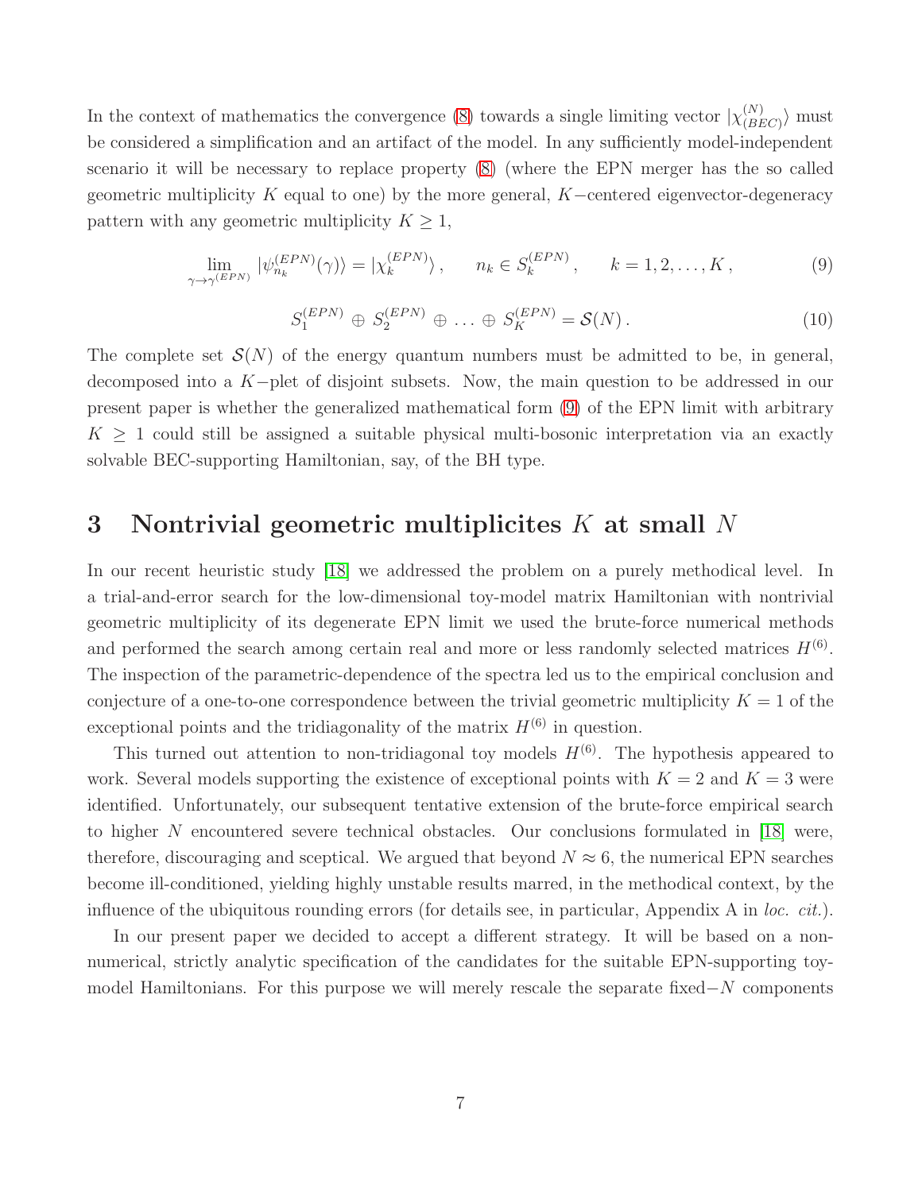In the context of mathematics the convergence (8) towards a single limiting vector $|\chi^{(N)}_{(BEC)}\rangle$ must be considered a simplification and an artifact of the model. In any sufficiently model-independent scenario it will be necessary to replace property (8) (where the EPN merger has the so called geometric multiplicity $K$ equal to one) by the more general, $K-$centered eigenvector-degeneracy pattern with any geometric multiplicity $K \geq 1$,

$$\lim_{\gamma \to \gamma^{(EPN)}} |\psi^{(EPN)}_{n_k}(\gamma)\rangle = |\chi^{(EPN)}_k\rangle\,, \qquad n_k \in S^{(EPN)}_k\,, \qquad k = 1, 2, \ldots, K\,, \tag{9}$$

$$S^{(EPN)}_1 \,\oplus\, S^{(EPN)}_2 \,\oplus\, \ldots \,\oplus\, S^{(EPN)}_K = \mathcal{S}(N)\,. \tag{10}$$

The complete set $\mathcal{S}(N)$ of the energy quantum numbers must be admitted to be, in general, decomposed into a $K-$plet of disjoint subsets. Now, the main question to be addressed in our present paper is whether the generalized mathematical form (9) of the EPN limit with arbitrary $K \geq 1$ could still be assigned a suitable physical multi-bosonic interpretation via an exactly solvable BEC-supporting Hamiltonian, say, of the BH type.

## 3 Nontrivial geometric multiplicites $K$ at small $N$

In our recent heuristic study [18] we addressed the problem on a purely methodical level. In a trial-and-error search for the low-dimensional toy-model matrix Hamiltonian with nontrivial geometric multiplicity of its degenerate EPN limit we used the brute-force numerical methods and performed the search among certain real and more or less randomly selected matrices $H^{(6)}$. The inspection of the parametric-dependence of the spectra led us to the empirical conclusion and conjecture of a one-to-one correspondence between the trivial geometric multiplicity $K = 1$ of the exceptional points and the tridiagonality of the matrix $H^{(6)}$ in question.

This turned out attention to non-tridiagonal toy models $H^{(6)}$. The hypothesis appeared to work. Several models supporting the existence of exceptional points with $K = 2$ and $K = 3$ were identified. Unfortunately, our subsequent tentative extension of the brute-force empirical search to higher $N$ encountered severe technical obstacles. Our conclusions formulated in [18] were, therefore, discouraging and sceptical. We argued that beyond $N \approx 6$, the numerical EPN searches become ill-conditioned, yielding highly unstable results marred, in the methodical context, by the influence of the ubiquitous rounding errors (for details see, in particular, Appendix A in *loc. cit.*).

In our present paper we decided to accept a different strategy. It will be based on a non-numerical, strictly analytic specification of the candidates for the suitable EPN-supporting toy-model Hamiltonians. For this purpose we will merely rescale the separate fixed$-N$ components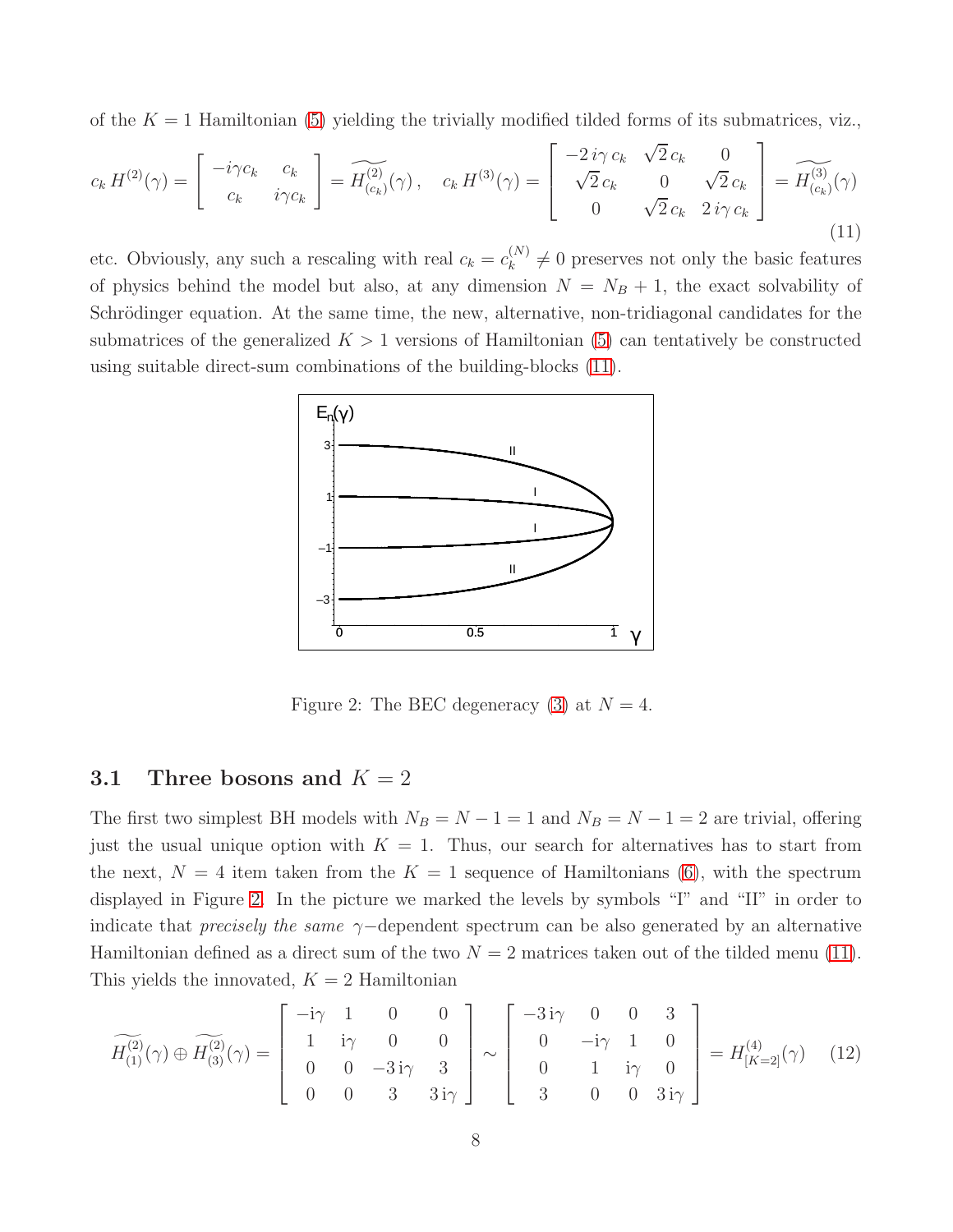of the $K = 1$ Hamiltonian (5) yielding the trivially modified tilded forms of its submatrices, viz.,

$$
c_k\, H^{(2)}(\gamma) = \left[ \begin{array}{cc} -i\gamma c_k & c_k \\ c_k & i\gamma c_k \end{array} \right] = \widetilde{H^{(2)}_{(c_k)}}(\gamma)\,, \quad c_k\, H^{(3)}(\gamma) = \left[ \begin{array}{ccc} -2\, i\gamma\, c_k & \sqrt{2}\, c_k & 0 \\ \sqrt{2}\, c_k & 0 & \sqrt{2}\, c_k \\ 0 & \sqrt{2}\, c_k & 2\, i\gamma\, c_k \end{array} \right] = \widetilde{H^{(3)}_{(c_k)}}(\gamma) \tag{11}
$$

etc. Obviously, any such a rescaling with real $c_k = c_k^{(N)} \neq 0$ preserves not only the basic features of physics behind the model but also, at any dimension $N = N_B + 1$, the exact solvability of Schrödinger equation. At the same time, the new, alternative, non-tridiagonal candidates for the submatrices of the generalized $K > 1$ versions of Hamiltonian (5) can tentatively be constructed using suitable direct-sum combinations of the building-blocks (11).

Figure 2: The BEC degeneracy (3) at $N = 4$.

### 3.1 Three bosons and $K = 2$

The first two simplest BH models with $N_B = N - 1 = 1$ and $N_B = N - 1 = 2$ are trivial, offering just the usual unique option with $K = 1$. Thus, our search for alternatives has to start from the next, $N = 4$ item taken from the $K = 1$ sequence of Hamiltonians (6), with the spectrum displayed in Figure 2. In the picture we marked the levels by symbols "I" and "II" in order to indicate that *precisely the same* $\gamma-$dependent spectrum can be also generated by an alternative Hamiltonian defined as a direct sum of the two $N = 2$ matrices taken out of the tilded menu (11). This yields the innovated, $K = 2$ Hamiltonian

$$
\widetilde{H^{(2)}_{(1)}}(\gamma) \oplus \widetilde{H^{(2)}_{(3)}}(\gamma) = \left[ \begin{array}{cccc} -\mathrm{i}\gamma & 1 & 0 & 0 \\ 1 & \mathrm{i}\gamma & 0 & 0 \\ 0 & 0 & -3\,\mathrm{i}\gamma & 3 \\ 0 & 0 & 3 & 3\,\mathrm{i}\gamma \end{array} \right] \sim \left[ \begin{array}{cccc} -3\,\mathrm{i}\gamma & 0 & 0 & 3 \\ 0 & -\mathrm{i}\gamma & 1 & 0 \\ 0 & 1 & \mathrm{i}\gamma & 0 \\ 3 & 0 & 0 & 3\,\mathrm{i}\gamma \end{array} \right] = H^{(4)}_{[K=2]}(\gamma) \tag{12}
$$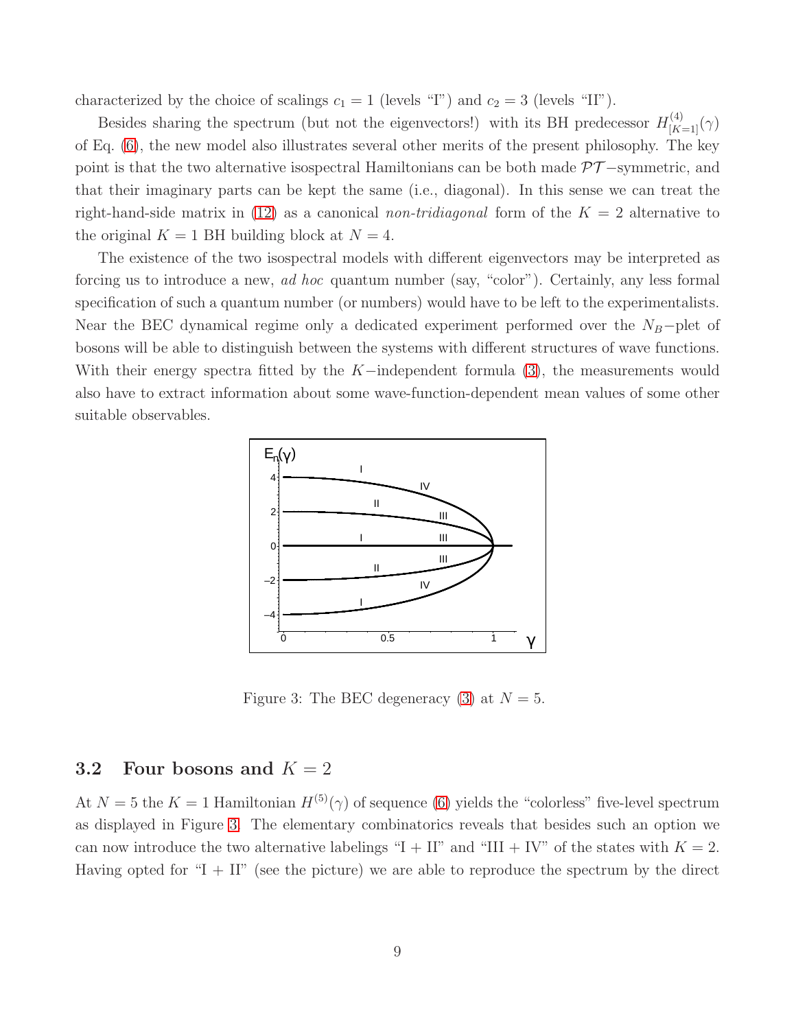characterized by the choice of scalings $c_1 = 1$ (levels "I") and $c_2 = 3$ (levels "II").

Besides sharing the spectrum (but not the eigenvectors!) with its BH predecessor $H^{(4)}_{[K=1]}(\gamma)$ of Eq. (6), the new model also illustrates several other merits of the present philosophy. The key point is that the two alternative isospectral Hamiltonians can be both made $\mathcal{PT}$−symmetric, and that their imaginary parts can be kept the same (i.e., diagonal). In this sense we can treat the right-hand-side matrix in (12) as a canonical *non-tridiagonal* form of the $K = 2$ alternative to the original $K = 1$ BH building block at $N = 4$.

The existence of the two isospectral models with different eigenvectors may be interpreted as forcing us to introduce a new, *ad hoc* quantum number (say, "color"). Certainly, any less formal specification of such a quantum number (or numbers) would have to be left to the experimentalists. Near the BEC dynamical regime only a dedicated experiment performed over the $N_B$−plet of bosons will be able to distinguish between the systems with different structures of wave functions. With their energy spectra fitted by the $K$−independent formula (3), the measurements would also have to extract information about some wave-function-dependent mean values of some other suitable observables.

Figure 3: The BEC degeneracy (3) at $N = 5$.

## 3.2 Four bosons and $K = 2$

At $N = 5$ the $K = 1$ Hamiltonian $H^{(5)}(\gamma)$ of sequence (6) yields the "colorless" five-level spectrum as displayed in Figure 3. The elementary combinatorics reveals that besides such an option we can now introduce the two alternative labelings "I + II" and "III + IV" of the states with $K = 2$. Having opted for "I + II" (see the picture) we are able to reproduce the spectrum by the direct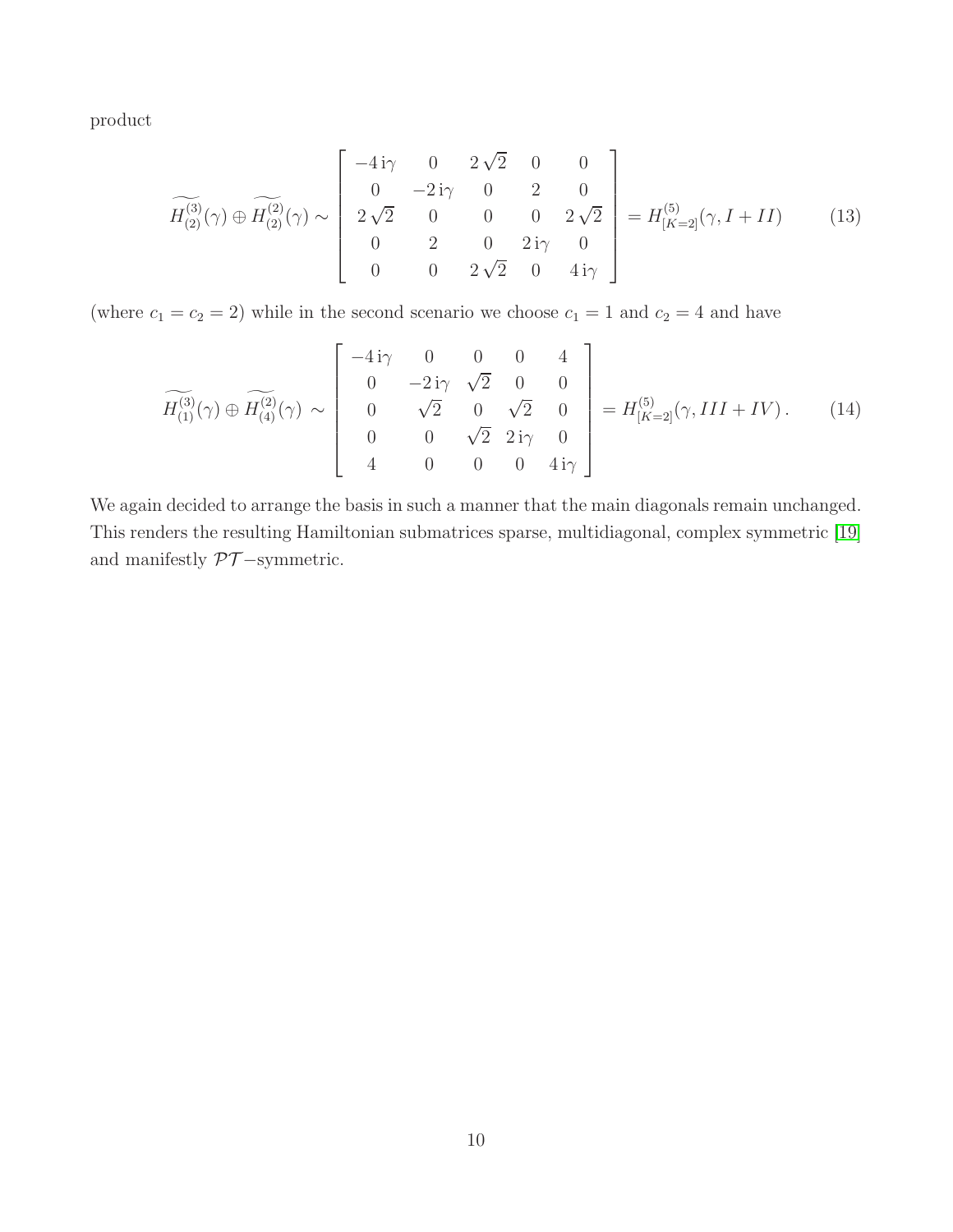product

$$
\widetilde{H^{(3)}_{(2)}}(\gamma) \oplus \widetilde{H^{(2)}_{(2)}}(\gamma) \sim \left[ \begin{array}{ccccc} -4\,\mathrm{i}\gamma & 0 & 2\sqrt{2} & 0 & 0 \\ 0 & -2\,\mathrm{i}\gamma & 0 & 2 & 0 \\ 2\sqrt{2} & 0 & 0 & 0 & 2\sqrt{2} \\ 0 & 2 & 0 & 2\,\mathrm{i}\gamma & 0 \\ 0 & 0 & 2\sqrt{2} & 0 & 4\,\mathrm{i}\gamma \end{array} \right] = H^{(5)}_{[K=2]}(\gamma, I+II) \tag{13}
$$

(where $c_1 = c_2 = 2$) while in the second scenario we choose $c_1 = 1$ and $c_2 = 4$ and have

$$
\widetilde{H^{(3)}_{(1)}}(\gamma) \oplus \widetilde{H^{(2)}_{(4)}}(\gamma) \sim \left[ \begin{array}{ccccc} -4\,\mathrm{i}\gamma & 0 & 0 & 0 & 4 \\ 0 & -2\,\mathrm{i}\gamma & \sqrt{2} & 0 & 0 \\ 0 & \sqrt{2} & 0 & \sqrt{2} & 0 \\ 0 & 0 & \sqrt{2} & 2\,\mathrm{i}\gamma & 0 \\ 4 & 0 & 0 & 0 & 4\,\mathrm{i}\gamma \end{array} \right] = H^{(5)}_{[K=2]}(\gamma, III+IV)\,. \tag{14}
$$

We again decided to arrange the basis in such a manner that the main diagonals remain unchanged. This renders the resulting Hamiltonian submatrices sparse, multidiagonal, complex symmetric [19] and manifestly $\mathcal{PT}-$symmetric.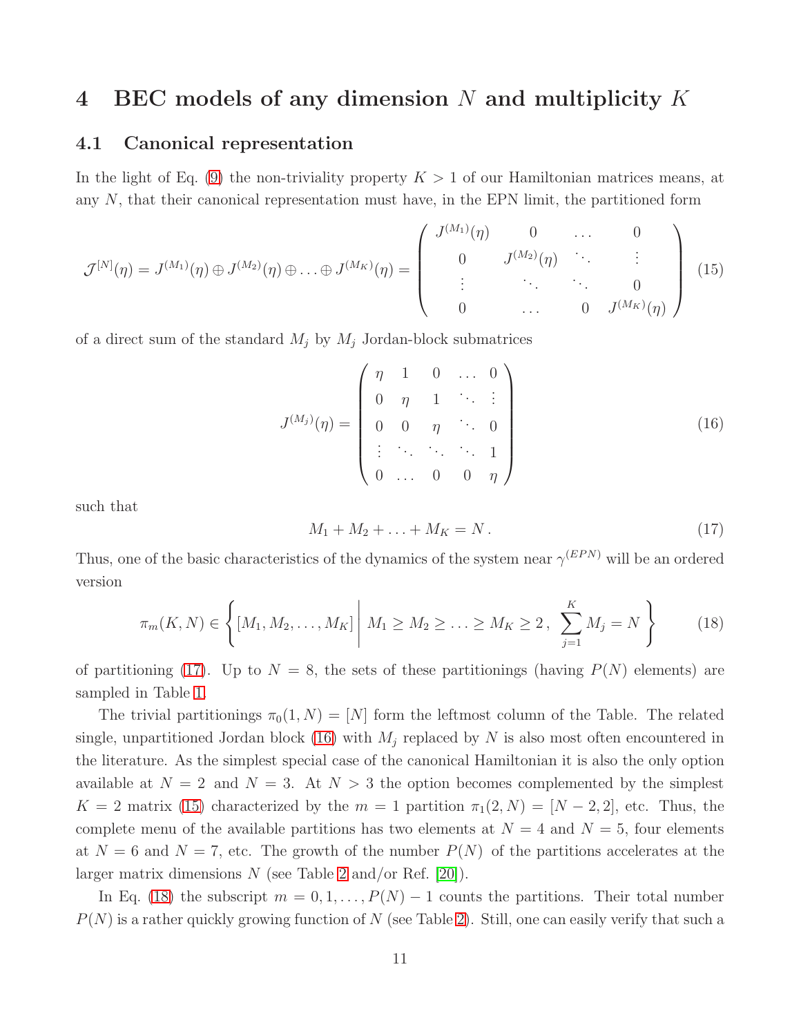# 4 BEC models of any dimension $N$ and multiplicity $K$

## 4.1 Canonical representation

In the light of Eq. (9) the non-triviality property $K > 1$ of our Hamiltonian matrices means, at any $N$, that their canonical representation must have, in the EPN limit, the partitioned form

$$
\mathcal{J}^{[N]}(\eta) = J^{(M_1)}(\eta) \oplus J^{(M_2)}(\eta) \oplus \ldots \oplus J^{(M_K)}(\eta) = \begin{pmatrix} J^{(M_1)}(\eta) & 0 & \ldots & 0 \\ 0 & J^{(M_2)}(\eta) & \ddots & \vdots \\ \vdots & \ddots & \ddots & 0 \\ 0 & \ldots & 0 & J^{(M_K)}(\eta) \end{pmatrix} \tag{15}
$$

of a direct sum of the standard $M_j$ by $M_j$ Jordan-block submatrices

$$
J^{(M_j)}(\eta) = \begin{pmatrix} \eta & 1 & 0 & \ldots & 0 \\ 0 & \eta & 1 & \ddots & \vdots \\ 0 & 0 & \eta & \ddots & 0 \\ \vdots & \ddots & \ddots & \ddots & 1 \\ 0 & \ldots & 0 & 0 & \eta \end{pmatrix} \tag{16}
$$

such that

$$
M_1 + M_2 + \ldots + M_K = N \,. \tag{17}
$$

Thus, one of the basic characteristics of the dynamics of the system near $\gamma^{(EPN)}$ will be an ordered version

$$
\pi_m(K, N) \in \left\{ [M_1, M_2, \ldots, M_K] \,\middle|\, M_1 \geq M_2 \geq \ldots \geq M_K \geq 2 \,,\ \sum_{j=1}^{K} M_j = N \right\} \tag{18}
$$

of partitioning (17). Up to $N = 8$, the sets of these partitionings (having $P(N)$ elements) are sampled in Table 1.

The trivial partitionings $\pi_0(1, N) = [N]$ form the leftmost column of the Table. The related single, unpartitioned Jordan block (16) with $M_j$ replaced by $N$ is also most often encountered in the literature. As the simplest special case of the canonical Hamiltonian it is also the only option available at $N = 2$ and $N = 3$. At $N > 3$ the option becomes complemented by the simplest $K = 2$ matrix (15) characterized by the $m = 1$ partition $\pi_1(2, N) = [N - 2, 2]$, etc. Thus, the complete menu of the available partitions has two elements at $N = 4$ and $N = 5$, four elements at $N = 6$ and $N = 7$, etc. The growth of the number $P(N)$ of the partitions accelerates at the larger matrix dimensions $N$ (see Table 2 and/or Ref. [20]).

In Eq. (18) the subscript $m = 0, 1, \ldots, P(N) - 1$ counts the partitions. Their total number $P(N)$ is a rather quickly growing function of $N$ (see Table 2). Still, one can easily verify that such a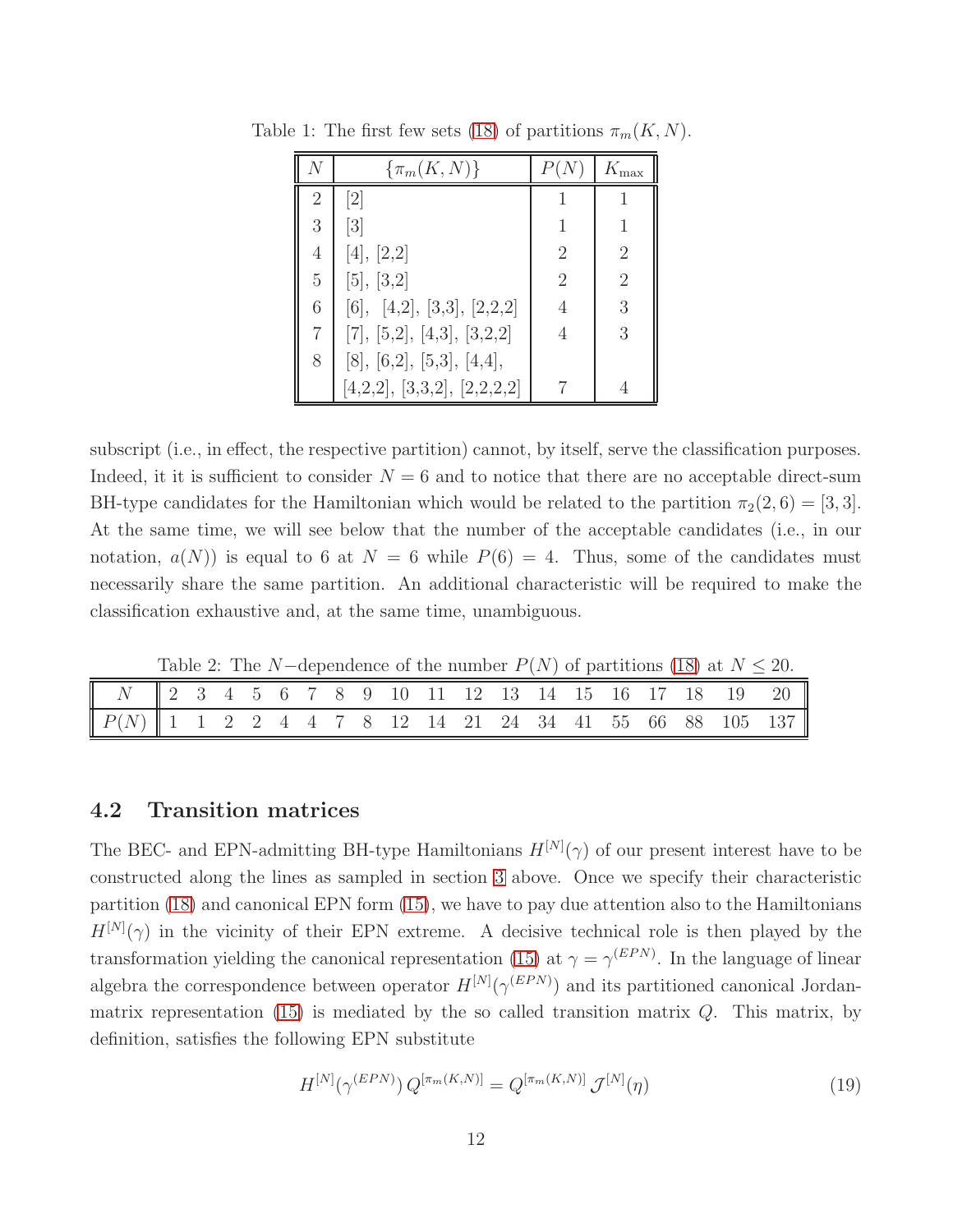Table 1: The first few sets (18) of partitions $\pi_m(K,N)$.

| $N$ | $\{\pi_m(K,N)\}$ | $P(N)$ | $K_{\max}$ |
|---|---|---|---|
| 2 | [2] | 1 | 1 |
| 3 | [3] | 1 | 1 |
| 4 | [4], [2,2] | 2 | 2 |
| 5 | [5], [3,2] | 2 | 2 |
| 6 | [6], [4,2], [3,3], [2,2,2] | 4 | 3 |
| 7 | [7], [5,2], [4,3], [3,2,2] | 4 | 3 |
| 8 | [8], [6,2], [5,3], [4,4], [4,2,2], [3,3,2], [2,2,2,2] | 7 | 4 |

subscript (i.e., in effect, the respective partition) cannot, by itself, serve the classification purposes. Indeed, it it is sufficient to consider $N = 6$ and to notice that there are no acceptable direct-sum BH-type candidates for the Hamiltonian which would be related to the partition $\pi_2(2,6) = [3,3]$. At the same time, we will see below that the number of the acceptable candidates (i.e., in our notation, $a(N)$) is equal to 6 at $N = 6$ while $P(6) = 4$. Thus, some of the candidates must necessarily share the same partition. An additional characteristic will be required to make the classification exhaustive and, at the same time, unambiguous.

Table 2: The $N-$dependence of the number $P(N)$ of partitions (18) at $N \leq 20$.

| $N$ | 2 | 3 | 4 | 5 | 6 | 7 | 8 | 9 | 10 | 11 | 12 | 13 | 14 | 15 | 16 | 17 | 18 | 19 | 20 |
|---|---|---|---|---|---|---|---|---|---|---|---|---|---|---|---|---|---|---|---|
| $P(N)$ | 1 | 1 | 2 | 2 | 4 | 4 | 7 | 8 | 12 | 14 | 21 | 24 | 34 | 41 | 55 | 66 | 88 | 105 | 137 |

### 4.2 Transition matrices

The BEC- and EPN-admitting BH-type Hamiltonians $H^{[N]}(\gamma)$ of our present interest have to be constructed along the lines as sampled in section 3 above. Once we specify their characteristic partition (18) and canonical EPN form (15), we have to pay due attention also to the Hamiltonians $H^{[N]}(\gamma)$ in the vicinity of their EPN extreme. A decisive technical role is then played by the transformation yielding the canonical representation (15) at $\gamma = \gamma^{(EPN)}$. In the language of linear algebra the correspondence between operator $H^{[N]}(\gamma^{(EPN)})$ and its partitioned canonical Jordan-matrix representation (15) is mediated by the so called transition matrix $Q$. This matrix, by definition, satisfies the following EPN substitute

$$H^{[N]}(\gamma^{(EPN)})\, Q^{[\pi_m(K,N)]} = Q^{[\pi_m(K,N)]}\, \mathcal{J}^{[N]}(\eta) \tag{19}$$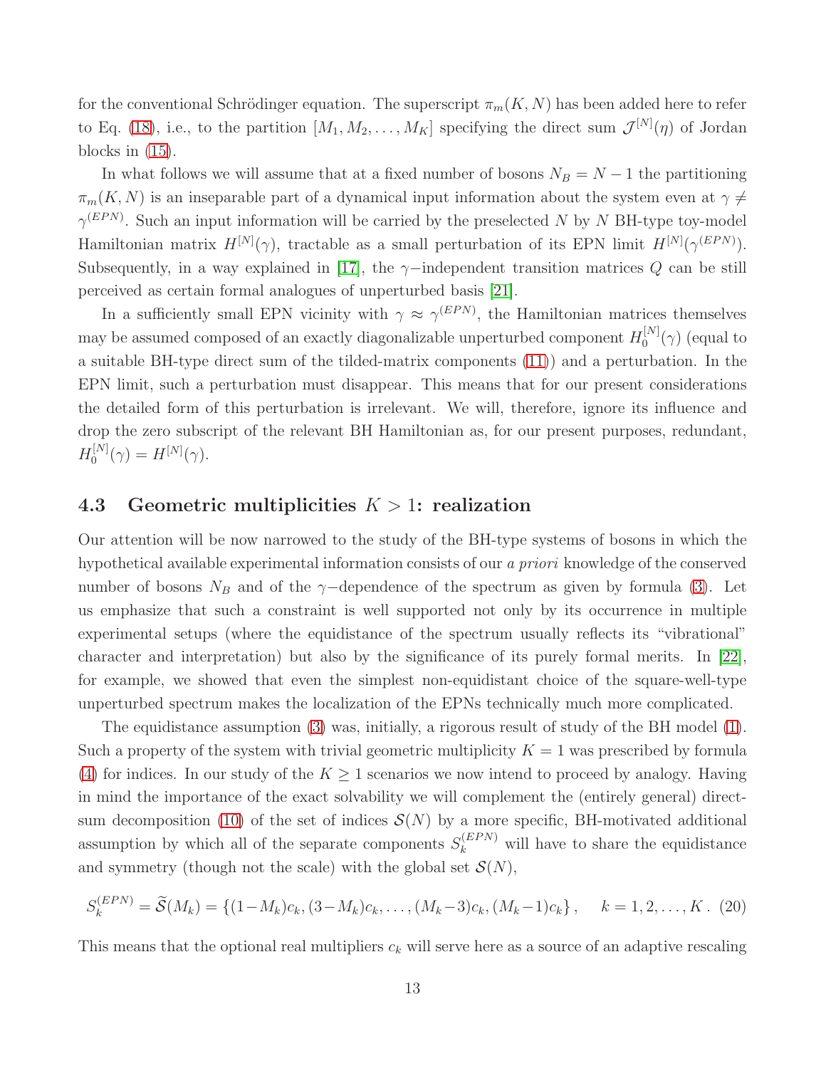for the conventional Schrödinger equation. The superscript $\pi_m(K, N)$ has been added here to refer to Eq. (18), i.e., to the partition $[M_1, M_2, \ldots, M_K]$ specifying the direct sum $\mathcal{J}^{[N]}(\eta)$ of Jordan blocks in (15).

In what follows we will assume that at a fixed number of bosons $N_B = N - 1$ the partitioning $\pi_m(K, N)$ is an inseparable part of a dynamical input information about the system even at $\gamma \neq \gamma^{(EPN)}$. Such an input information will be carried by the preselected $N$ by $N$ BH-type toy-model Hamiltonian matrix $H^{[N]}(\gamma)$, tractable as a small perturbation of its EPN limit $H^{[N]}(\gamma^{(EPN)})$. Subsequently, in a way explained in [17], the $\gamma$−independent transition matrices $Q$ can be still perceived as certain formal analogues of unperturbed basis [21].

In a sufficiently small EPN vicinity with $\gamma \approx \gamma^{(EPN)}$, the Hamiltonian matrices themselves may be assumed composed of an exactly diagonalizable unperturbed component $H_0^{[N]}(\gamma)$ (equal to a suitable BH-type direct sum of the tilded-matrix components (11)) and a perturbation. In the EPN limit, such a perturbation must disappear. This means that for our present considerations the detailed form of this perturbation is irrelevant. We will, therefore, ignore its influence and drop the zero subscript of the relevant BH Hamiltonian as, for our present purposes, redundant, $H_0^{[N]}(\gamma) = H^{[N]}(\gamma)$.

### 4.3 Geometric multiplicities $K > 1$: realization

Our attention will be now narrowed to the study of the BH-type systems of bosons in which the hypothetical available experimental information consists of our *a priori* knowledge of the conserved number of bosons $N_B$ and of the $\gamma$−dependence of the spectrum as given by formula (3). Let us emphasize that such a constraint is well supported not only by its occurrence in multiple experimental setups (where the equidistance of the spectrum usually reflects its "vibrational" character and interpretation) but also by the significance of its purely formal merits. In [22], for example, we showed that even the simplest non-equidistant choice of the square-well-type unperturbed spectrum makes the localization of the EPNs technically much more complicated.

The equidistance assumption (3) was, initially, a rigorous result of study of the BH model (1). Such a property of the system with trivial geometric multiplicity $K = 1$ was prescribed by formula (4) for indices. In our study of the $K \geq 1$ scenarios we now intend to proceed by analogy. Having in mind the importance of the exact solvability we will complement the (entirely general) direct-sum decomposition (10) of the set of indices $\mathcal{S}(N)$ by a more specific, BH-motivated additional assumption by which all of the separate components $S_k^{(EPN)}$ will have to share the equidistance and symmetry (though not the scale) with the global set $\mathcal{S}(N)$,

$$S_k^{(EPN)} = \widetilde{\mathcal{S}}(M_k) = \{(1-M_k)c_k, (3-M_k)c_k, \ldots, (M_k-3)c_k, (M_k-1)c_k\}, \quad k = 1, 2, \ldots, K. \tag{20}$$

This means that the optional real multipliers $c_k$ will serve here as a source of an adaptive rescaling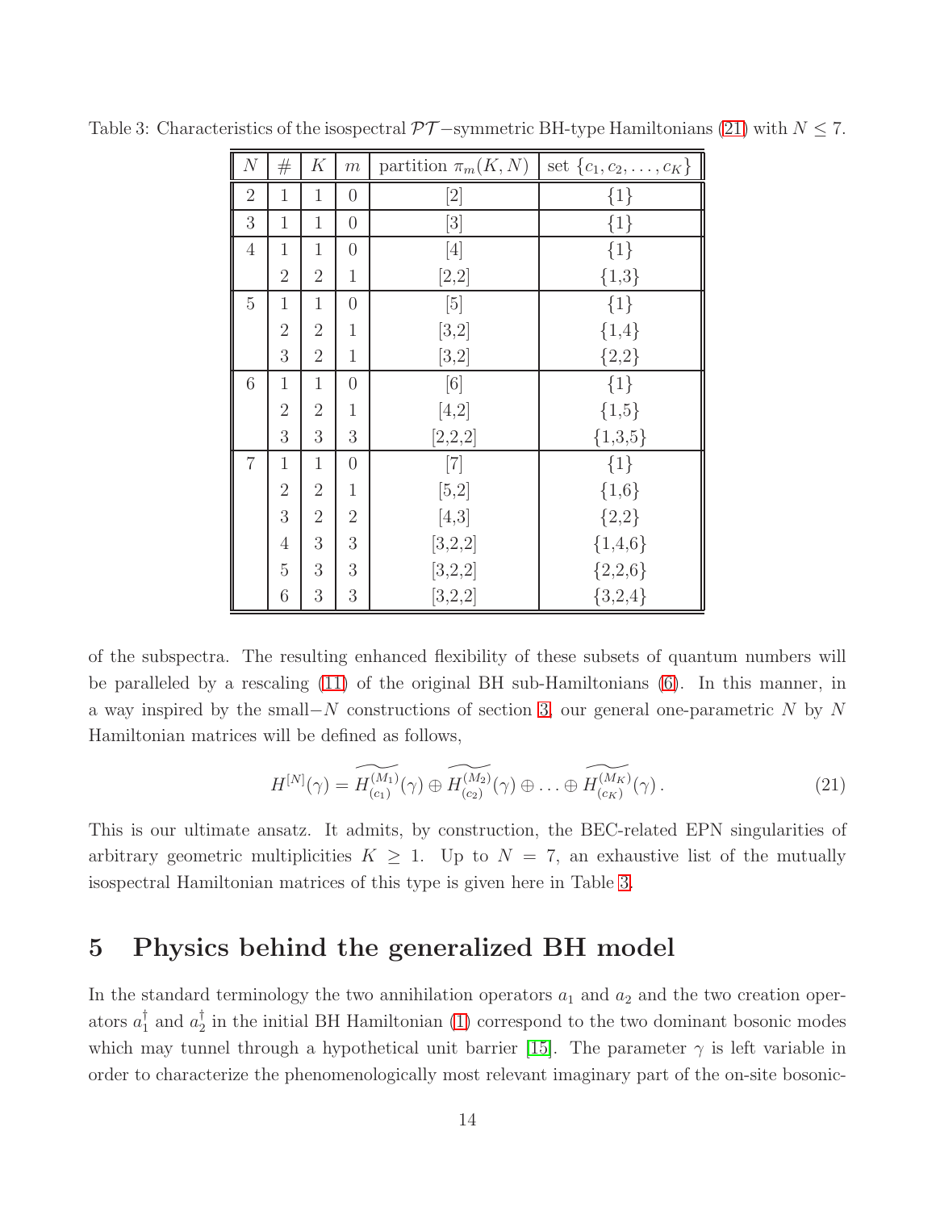Table 3: Characteristics of the isospectral $\mathcal{PT}-$symmetric BH-type Hamiltonians (21) with $N \leq 7$.

| $N$ | # | $K$ | $m$ | partition $\pi_m(K,N)$ | set $\{c_1, c_2, \ldots, c_K\}$ |
|---|---|---|---|---|---|
| 2 | 1 | 1 | 0 | [2] | {1} |
| 3 | 1 | 1 | 0 | [3] | {1} |
| 4 | 1 | 1 | 0 | [4] | {1} |
| | 2 | 2 | 1 | [2,2] | {1,3} |
| 5 | 1 | 1 | 0 | [5] | {1} |
| | 2 | 2 | 1 | [3,2] | {1,4} |
| | 3 | 2 | 1 | [3,2] | {2,2} |
| 6 | 1 | 1 | 0 | [6] | {1} |
| | 2 | 2 | 1 | [4,2] | {1,5} |
| | 3 | 3 | 3 | [2,2,2] | {1,3,5} |
| 7 | 1 | 1 | 0 | [7] | {1} |
| | 2 | 2 | 1 | [5,2] | {1,6} |
| | 3 | 2 | 2 | [4,3] | {2,2} |
| | 4 | 3 | 3 | [3,2,2] | {1,4,6} |
| | 5 | 3 | 3 | [3,2,2] | {2,2,6} |
| | 6 | 3 | 3 | [3,2,2] | {3,2,4} |

of the subspectra. The resulting enhanced flexibility of these subsets of quantum numbers will be paralleled by a rescaling (11) of the original BH sub-Hamiltonians (6). In this manner, in a way inspired by the small$-N$ constructions of section 3, our general one-parametric $N$ by $N$ Hamiltonian matrices will be defined as follows,

$$H^{[N]}(\gamma) = \widetilde{H_{(c_1)}^{(M_1)}}(\gamma) \oplus \widetilde{H_{(c_2)}^{(M_2)}}(\gamma) \oplus \ldots \oplus \widetilde{H_{(c_K)}^{(M_K)}}(\gamma)\,. \tag{21}$$

This is our ultimate ansatz. It admits, by construction, the BEC-related EPN singularities of arbitrary geometric multiplicities $K \geq 1$. Up to $N = 7$, an exhaustive list of the mutually isospectral Hamiltonian matrices of this type is given here in Table 3.

## 5 Physics behind the generalized BH model

In the standard terminology the two annihilation operators $a_1$ and $a_2$ and the two creation operators $a_1^\dagger$ and $a_2^\dagger$ in the initial BH Hamiltonian (1) correspond to the two dominant bosonic modes which may tunnel through a hypothetical unit barrier [15]. The parameter $\gamma$ is left variable in order to characterize the phenomenologically most relevant imaginary part of the on-site bosonic-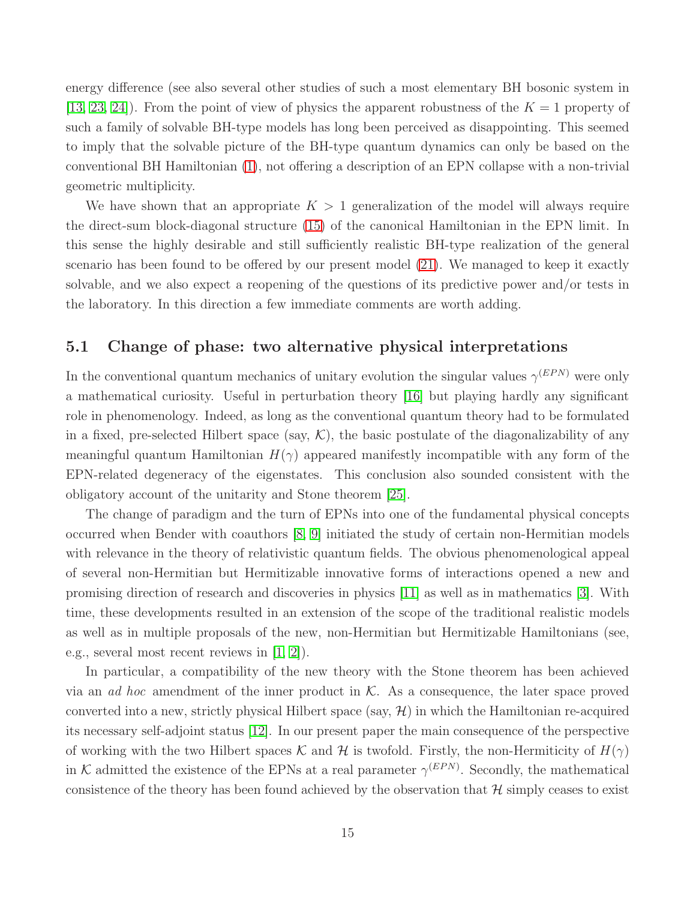energy difference (see also several other studies of such a most elementary BH bosonic system in [13, 23, 24]). From the point of view of physics the apparent robustness of the $K = 1$ property of such a family of solvable BH-type models has long been perceived as disappointing. This seemed to imply that the solvable picture of the BH-type quantum dynamics can only be based on the conventional BH Hamiltonian (1), not offering a description of an EPN collapse with a non-trivial geometric multiplicity.

We have shown that an appropriate $K > 1$ generalization of the model will always require the direct-sum block-diagonal structure (15) of the canonical Hamiltonian in the EPN limit. In this sense the highly desirable and still sufficiently realistic BH-type realization of the general scenario has been found to be offered by our present model (21). We managed to keep it exactly solvable, and we also expect a reopening of the questions of its predictive power and/or tests in the laboratory. In this direction a few immediate comments are worth adding.

### 5.1 Change of phase: two alternative physical interpretations

In the conventional quantum mechanics of unitary evolution the singular values $\gamma^{(EPN)}$ were only a mathematical curiosity. Useful in perturbation theory [16] but playing hardly any significant role in phenomenology. Indeed, as long as the conventional quantum theory had to be formulated in a fixed, pre-selected Hilbert space (say, $\mathcal{K}$), the basic postulate of the diagonalizability of any meaningful quantum Hamiltonian $H(\gamma)$ appeared manifestly incompatible with any form of the EPN-related degeneracy of the eigenstates. This conclusion also sounded consistent with the obligatory account of the unitarity and Stone theorem [25].

The change of paradigm and the turn of EPNs into one of the fundamental physical concepts occurred when Bender with coauthors [8, 9] initiated the study of certain non-Hermitian models with relevance in the theory of relativistic quantum fields. The obvious phenomenological appeal of several non-Hermitian but Hermitizable innovative forms of interactions opened a new and promising direction of research and discoveries in physics [11] as well as in mathematics [3]. With time, these developments resulted in an extension of the scope of the traditional realistic models as well as in multiple proposals of the new, non-Hermitian but Hermitizable Hamiltonians (see, e.g., several most recent reviews in [1, 2]).

In particular, a compatibility of the new theory with the Stone theorem has been achieved via an *ad hoc* amendment of the inner product in $\mathcal{K}$. As a consequence, the later space proved converted into a new, strictly physical Hilbert space (say, $\mathcal{H}$) in which the Hamiltonian re-acquired its necessary self-adjoint status [12]. In our present paper the main consequence of the perspective of working with the two Hilbert spaces $\mathcal{K}$ and $\mathcal{H}$ is twofold. Firstly, the non-Hermiticity of $H(\gamma)$ in $\mathcal{K}$ admitted the existence of the EPNs at a real parameter $\gamma^{(EPN)}$. Secondly, the mathematical consistence of the theory has been found achieved by the observation that $\mathcal{H}$ simply ceases to exist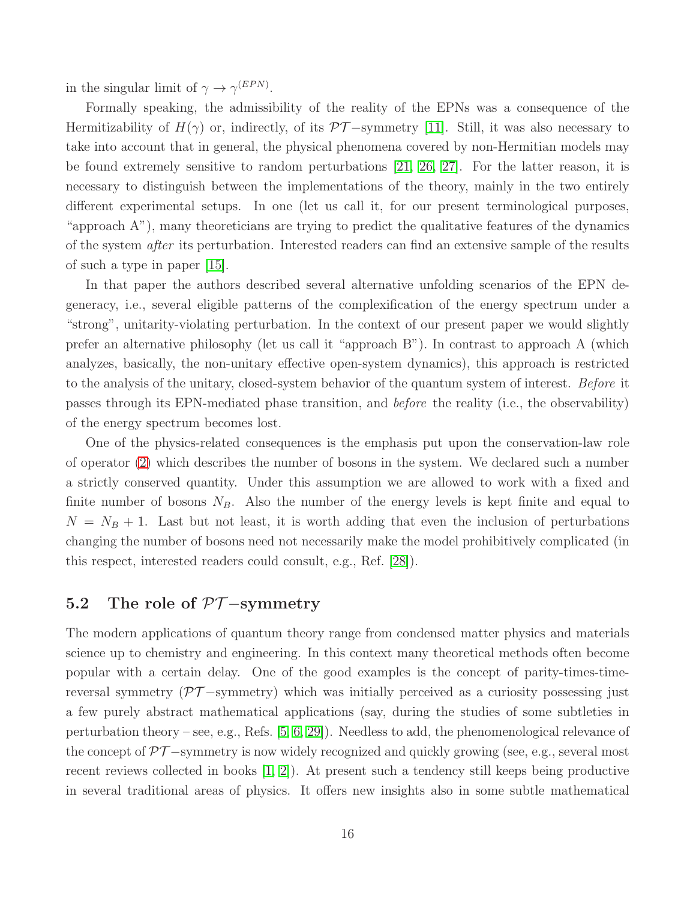in the singular limit of $\gamma \to \gamma^{(EPN)}$.

Formally speaking, the admissibility of the reality of the EPNs was a consequence of the Hermitizability of $H(\gamma)$ or, indirectly, of its $\mathcal{PT}-$symmetry [11]. Still, it was also necessary to take into account that in general, the physical phenomena covered by non-Hermitian models may be found extremely sensitive to random perturbations [21, 26, 27]. For the latter reason, it is necessary to distinguish between the implementations of the theory, mainly in the two entirely different experimental setups. In one (let us call it, for our present terminological purposes, "approach A"), many theoreticians are trying to predict the qualitative features of the dynamics of the system *after* its perturbation. Interested readers can find an extensive sample of the results of such a type in paper [15].

In that paper the authors described several alternative unfolding scenarios of the EPN degeneracy, i.e., several eligible patterns of the complexification of the energy spectrum under a "strong", unitarity-violating perturbation. In the context of our present paper we would slightly prefer an alternative philosophy (let us call it "approach B"). In contrast to approach A (which analyzes, basically, the non-unitary effective open-system dynamics), this approach is restricted to the analysis of the unitary, closed-system behavior of the quantum system of interest. *Before* it passes through its EPN-mediated phase transition, and *before* the reality (i.e., the observability) of the energy spectrum becomes lost.

One of the physics-related consequences is the emphasis put upon the conservation-law role of operator (2) which describes the number of bosons in the system. We declared such a number a strictly conserved quantity. Under this assumption we are allowed to work with a fixed and finite number of bosons $N_B$. Also the number of the energy levels is kept finite and equal to $N = N_B + 1$. Last but not least, it is worth adding that even the inclusion of perturbations changing the number of bosons need not necessarily make the model prohibitively complicated (in this respect, interested readers could consult, e.g., Ref. [28]).

## 5.2 The role of $\mathcal{PT}-$symmetry

The modern applications of quantum theory range from condensed matter physics and materials science up to chemistry and engineering. In this context many theoretical methods often become popular with a certain delay. One of the good examples is the concept of parity-times-time-reversal symmetry ($\mathcal{PT}-$symmetry) which was initially perceived as a curiosity possessing just a few purely abstract mathematical applications (say, during the studies of some subtleties in perturbation theory – see, e.g., Refs. [5, 6, 29]). Needless to add, the phenomenological relevance of the concept of $\mathcal{PT}-$symmetry is now widely recognized and quickly growing (see, e.g., several most recent reviews collected in books [1, 2]). At present such a tendency still keeps being productive in several traditional areas of physics. It offers new insights also in some subtle mathematical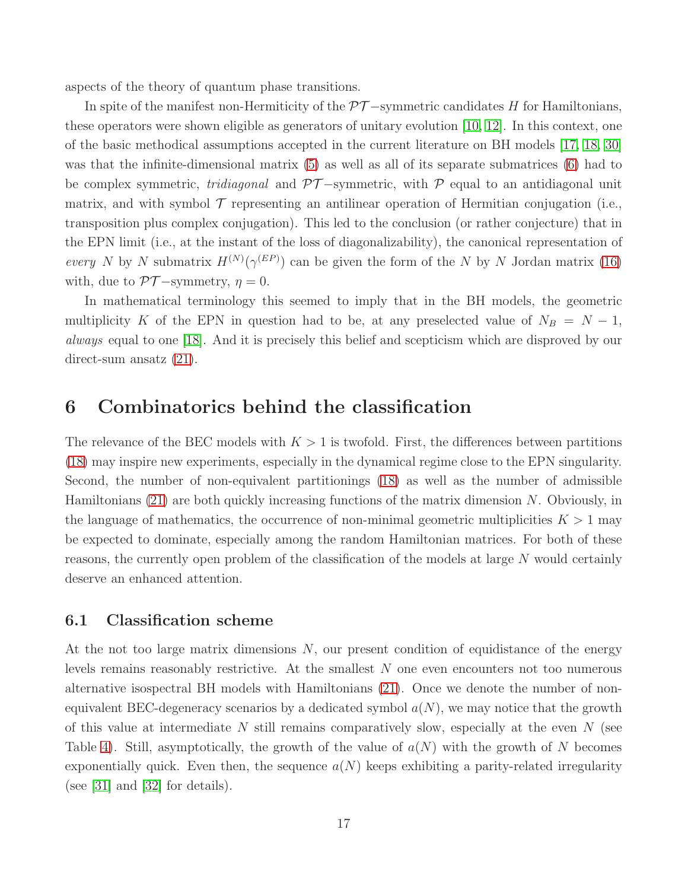aspects of the theory of quantum phase transitions.

In spite of the manifest non-Hermiticity of the $\mathcal{PT}-$symmetric candidates $H$ for Hamiltonians, these operators were shown eligible as generators of unitary evolution [10, 12]. In this context, one of the basic methodical assumptions accepted in the current literature on BH models [17, 18, 30] was that the infinite-dimensional matrix (5) as well as all of its separate submatrices (6) had to be complex symmetric, *tridiagonal* and $\mathcal{PT}-$symmetric, with $\mathcal{P}$ equal to an antidiagonal unit matrix, and with symbol $\mathcal{T}$ representing an antilinear operation of Hermitian conjugation (i.e., transposition plus complex conjugation). This led to the conclusion (or rather conjecture) that in the EPN limit (i.e., at the instant of the loss of diagonalizability), the canonical representation of *every* $N$ by $N$ submatrix $H^{(N)}(\gamma^{(EP)})$ can be given the form of the $N$ by $N$ Jordan matrix (16) with, due to $\mathcal{PT}-$symmetry, $\eta = 0$.

In mathematical terminology this seemed to imply that in the BH models, the geometric multiplicity $K$ of the EPN in question had to be, at any preselected value of $N_B = N - 1$, *always* equal to one [18]. And it is precisely this belief and scepticism which are disproved by our direct-sum ansatz (21).

# 6 Combinatorics behind the classification

The relevance of the BEC models with $K > 1$ is twofold. First, the differences between partitions (18) may inspire new experiments, especially in the dynamical regime close to the EPN singularity. Second, the number of non-equivalent partitionings (18) as well as the number of admissible Hamiltonians (21) are both quickly increasing functions of the matrix dimension $N$. Obviously, in the language of mathematics, the occurrence of non-minimal geometric multiplicities $K > 1$ may be expected to dominate, especially among the random Hamiltonian matrices. For both of these reasons, the currently open problem of the classification of the models at large $N$ would certainly deserve an enhanced attention.

## 6.1 Classification scheme

At the not too large matrix dimensions $N$, our present condition of equidistance of the energy levels remains reasonably restrictive. At the smallest $N$ one even encounters not too numerous alternative isospectral BH models with Hamiltonians (21). Once we denote the number of non-equivalent BEC-degeneracy scenarios by a dedicated symbol $a(N)$, we may notice that the growth of this value at intermediate $N$ still remains comparatively slow, especially at the even $N$ (see Table 4). Still, asymptotically, the growth of the value of $a(N)$ with the growth of $N$ becomes exponentially quick. Even then, the sequence $a(N)$ keeps exhibiting a parity-related irregularity (see [31] and [32] for details).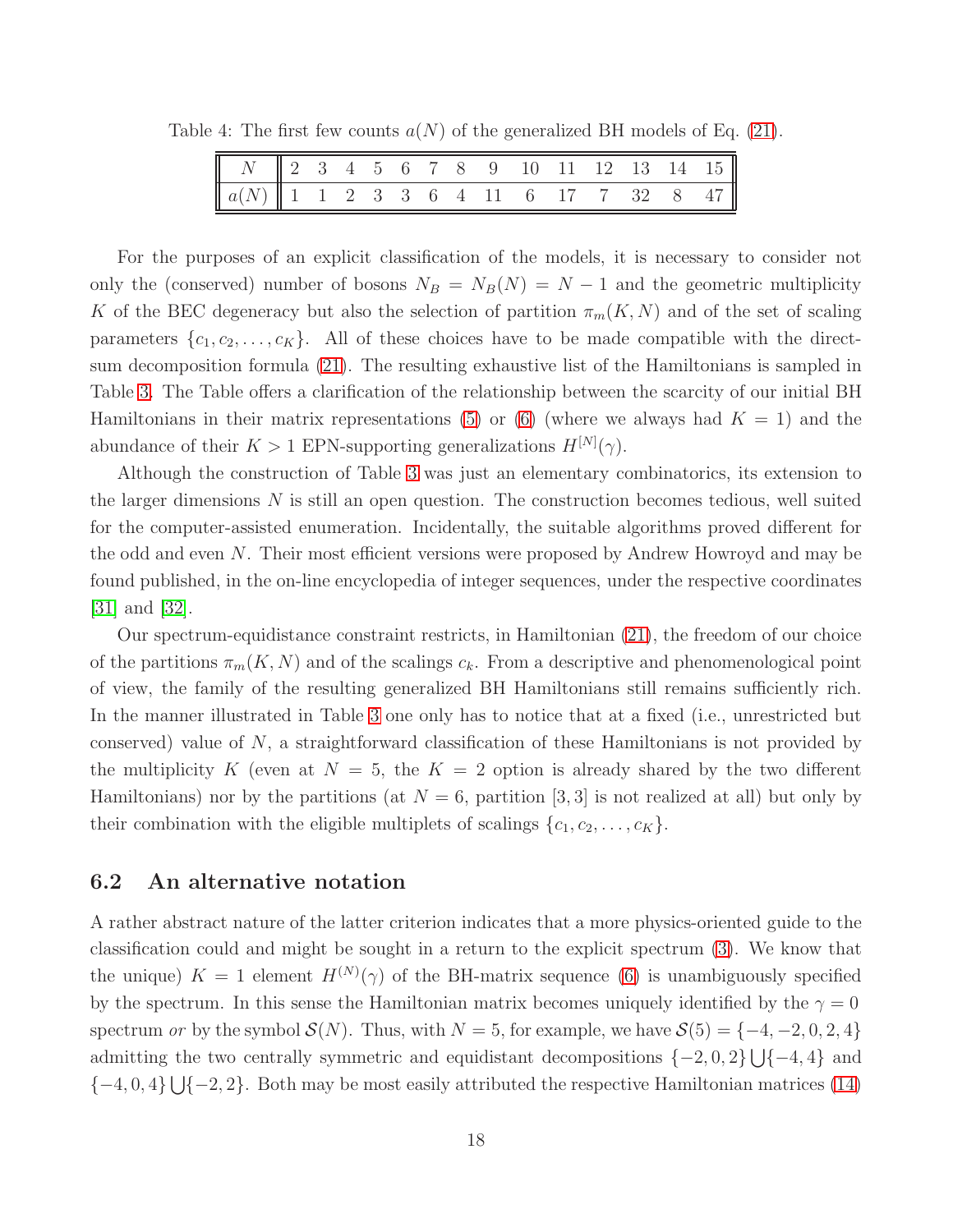Table 4: The first few counts $a(N)$ of the generalized BH models of Eq. (21).

| $N$ | 2 | 3 | 4 | 5 | 6 | 7 | 8 | 9 | 10 | 11 | 12 | 13 | 14 | 15 |
|---|---|---|---|---|---|---|---|---|---|---|---|---|---|---|
| $a(N)$ | 1 | 1 | 2 | 3 | 3 | 6 | 4 | 11 | 6 | 17 | 7 | 32 | 8 | 47 |

For the purposes of an explicit classification of the models, it is necessary to consider not only the (conserved) number of bosons $N_B = N_B(N) = N - 1$ and the geometric multiplicity $K$ of the BEC degeneracy but also the selection of partition $\pi_m(K, N)$ and of the set of scaling parameters $\{c_1, c_2, \ldots, c_K\}$. All of these choices have to be made compatible with the direct-sum decomposition formula (21). The resulting exhaustive list of the Hamiltonians is sampled in Table 3. The Table offers a clarification of the relationship between the scarcity of our initial BH Hamiltonians in their matrix representations (5) or (6) (where we always had $K = 1$) and the abundance of their $K > 1$ EPN-supporting generalizations $H^{[N]}(\gamma)$.

Although the construction of Table 3 was just an elementary combinatorics, its extension to the larger dimensions $N$ is still an open question. The construction becomes tedious, well suited for the computer-assisted enumeration. Incidentally, the suitable algorithms proved different for the odd and even $N$. Their most efficient versions were proposed by Andrew Howroyd and may be found published, in the on-line encyclopedia of integer sequences, under the respective coordinates [31] and [32].

Our spectrum-equidistance constraint restricts, in Hamiltonian (21), the freedom of our choice of the partitions $\pi_m(K, N)$ and of the scalings $c_k$. From a descriptive and phenomenological point of view, the family of the resulting generalized BH Hamiltonians still remains sufficiently rich. In the manner illustrated in Table 3 one only has to notice that at a fixed (i.e., unrestricted but conserved) value of $N$, a straightforward classification of these Hamiltonians is not provided by the multiplicity $K$ (even at $N = 5$, the $K = 2$ option is already shared by the two different Hamiltonians) nor by the partitions (at $N = 6$, partition $[3, 3]$ is not realized at all) but only by their combination with the eligible multiplets of scalings $\{c_1, c_2, \ldots, c_K\}$.

## 6.2 An alternative notation

A rather abstract nature of the latter criterion indicates that a more physics-oriented guide to the classification could and might be sought in a return to the explicit spectrum (3). We know that the unique) $K = 1$ element $H^{(N)}(\gamma)$ of the BH-matrix sequence (6) is unambiguously specified by the spectrum. In this sense the Hamiltonian matrix becomes uniquely identified by the $\gamma = 0$ spectrum *or* by the symbol $\mathcal{S}(N)$. Thus, with $N = 5$, for example, we have $\mathcal{S}(5) = \{-4, -2, 0, 2, 4\}$ admitting the two centrally symmetric and equidistant decompositions $\{-2, 0, 2\} \bigcup \{-4, 4\}$ and $\{-4, 0, 4\} \bigcup \{-2, 2\}$. Both may be most easily attributed the respective Hamiltonian matrices (14)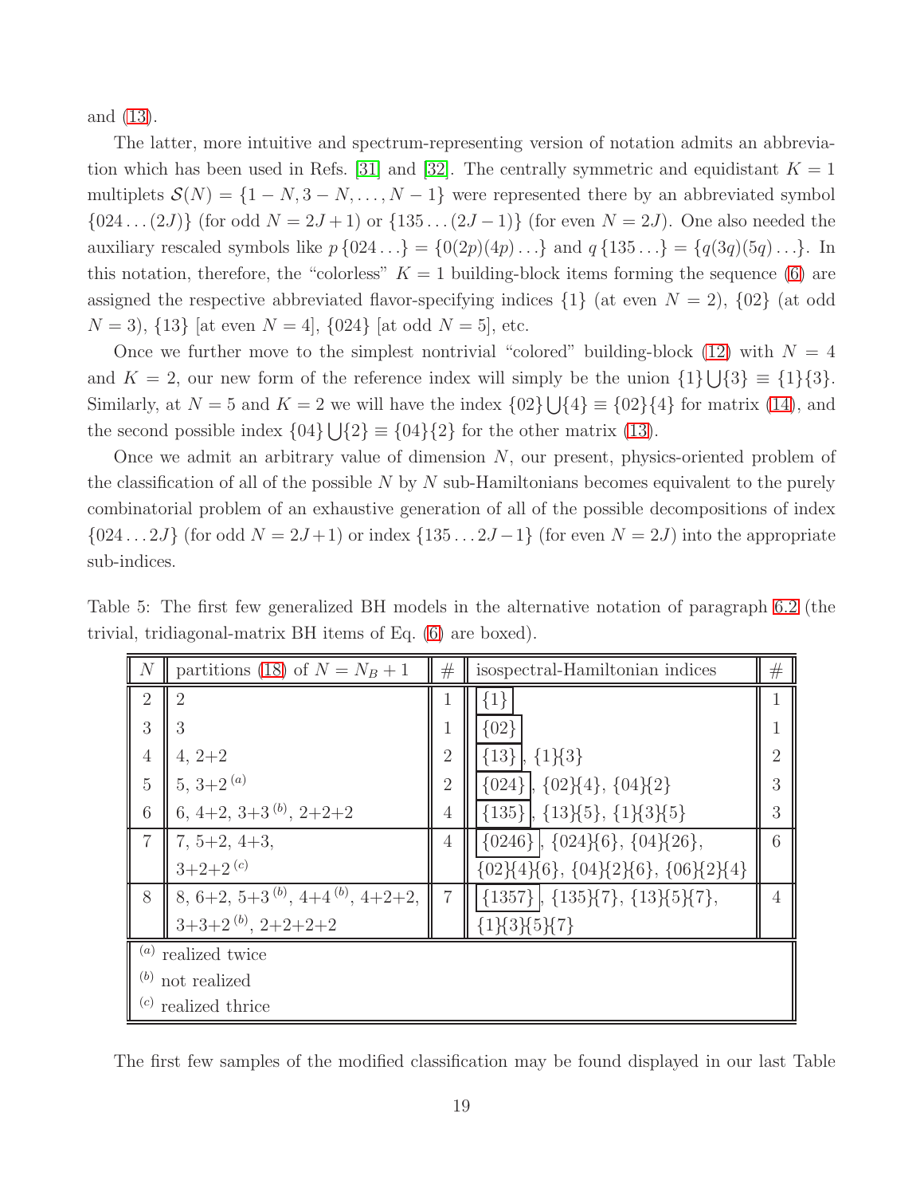and (13).

The latter, more intuitive and spectrum-representing version of notation admits an abbreviation which has been used in Refs. [31] and [32]. The centrally symmetric and equidistant $K = 1$ multiplets $\mathcal{S}(N) = \{1 - N, 3 - N, \ldots, N - 1\}$ were represented there by an abbreviated symbol $\{024 \ldots (2J)\}$ (for odd $N = 2J + 1$) or $\{135 \ldots (2J - 1)\}$ (for even $N = 2J$). One also needed the auxiliary rescaled symbols like $p\,\{024 \ldots\} = \{0(2p)(4p) \ldots\}$ and $q\,\{135 \ldots\} = \{q(3q)(5q) \ldots\}$. In this notation, therefore, the "colorless" $K = 1$ building-block items forming the sequence (6) are assigned the respective abbreviated flavor-specifying indices $\{1\}$ (at even $N = 2$), $\{02\}$ (at odd $N = 3$), $\{13\}$ [at even $N = 4$], $\{024\}$ [at odd $N = 5$], etc.

Once we further move to the simplest nontrivial "colored" building-block (12) with $N = 4$ and $K = 2$, our new form of the reference index will simply be the union $\{1\} \bigcup \{3\} \equiv \{1\}\{3\}$. Similarly, at $N = 5$ and $K = 2$ we will have the index $\{02\} \bigcup \{4\} \equiv \{02\}\{4\}$ for matrix (14), and the second possible index $\{04\} \bigcup \{2\} \equiv \{04\}\{2\}$ for the other matrix (13).

Once we admit an arbitrary value of dimension $N$, our present, physics-oriented problem of the classification of all of the possible $N$ by $N$ sub-Hamiltonians becomes equivalent to the purely combinatorial problem of an exhaustive generation of all of the possible decompositions of index $\{024 \ldots 2J\}$ (for odd $N = 2J + 1$) or index $\{135 \ldots 2J - 1\}$ (for even $N = 2J$) into the appropriate sub-indices.

Table 5: The first few generalized BH models in the alternative notation of paragraph 6.2 (the trivial, tridiagonal-matrix BH items of Eq. (6) are boxed).

| $N$ | partitions (18) of $N = N_B + 1$ | # | isospectral-Hamiltonian indices | # |
|---|---|---|---|---|
| 2 | 2 | 1 | $\boxed{\{1\}}$ | 1 |
| 3 | 3 | 1 | $\boxed{\{02\}}$ | 1 |
| 4 | 4, 2+2 | 2 | $\boxed{\{13\}}$, $\{1\}\{3\}$ | 2 |
| 5 | 5, 3+2 [(a)] | 2 | $\boxed{\{024\}}$, $\{02\}\{4\}$, $\{04\}\{2\}$ | 3 |
| 6 | 6, 4+2, 3+3 [(b)], 2+2+2 | 4 | $\boxed{\{135\}}$, $\{13\}\{5\}$, $\{1\}\{3\}\{5\}$ | 3 |
| 7 | 7, 5+2, 4+3, 3+2+2 [(c)] | 4 | $\boxed{\{0246\}}$, $\{024\}\{6\}$, $\{04\}\{26\}$, $\{02\}\{4\}\{6\}$, $\{04\}\{2\}\{6\}$, $\{06\}\{2\}\{4\}$ | 6 |
| 8 | 8, 6+2, 5+3 [(b)], 4+4 [(b)], 4+2+2, 3+3+2 [(b)], 2+2+2+2 | 7 | $\boxed{\{1357\}}$, $\{135\}\{7\}$, $\{13\}\{5\}\{7\}$, $\{1\}\{3\}\{5\}\{7\}$ | 4 |

[(a)] realized twice
[(b)] not realized
[(c)] realized thrice

The first few samples of the modified classification may be found displayed in our last Table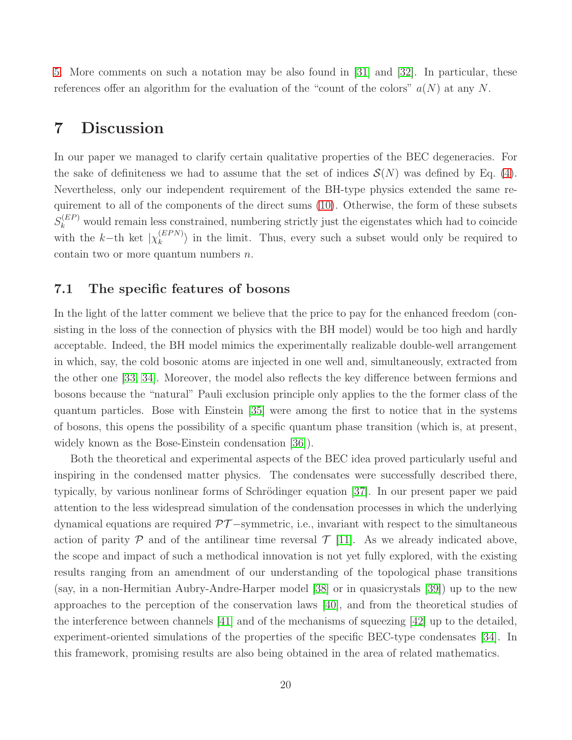5. More comments on such a notation may be also found in [31] and [32]. In particular, these references offer an algorithm for the evaluation of the "count of the colors" $a(N)$ at any $N$.

# 7 Discussion

In our paper we managed to clarify certain qualitative properties of the BEC degeneracies. For the sake of definiteness we had to assume that the set of indices $\mathcal{S}(N)$ was defined by Eq. (4). Nevertheless, only our independent requirement of the BH-type physics extended the same requirement to all of the components of the direct sums (10). Otherwise, the form of these subsets $S_k^{(EP)}$ would remain less constrained, numbering strictly just the eigenstates which had to coincide with the $k-$th ket $|\chi_k^{(EPN)}\rangle$ in the limit. Thus, every such a subset would only be required to contain two or more quantum numbers $n$.

## 7.1 The specific features of bosons

In the light of the latter comment we believe that the price to pay for the enhanced freedom (consisting in the loss of the connection of physics with the BH model) would be too high and hardly acceptable. Indeed, the BH model mimics the experimentally realizable double-well arrangement in which, say, the cold bosonic atoms are injected in one well and, simultaneously, extracted from the other one [33, 34]. Moreover, the model also reflects the key difference between fermions and bosons because the "natural" Pauli exclusion principle only applies to the the former class of the quantum particles. Bose with Einstein [35] were among the first to notice that in the systems of bosons, this opens the possibility of a specific quantum phase transition (which is, at present, widely known as the Bose-Einstein condensation [36]).

Both the theoretical and experimental aspects of the BEC idea proved particularly useful and inspiring in the condensed matter physics. The condensates were successfully described there, typically, by various nonlinear forms of Schrödinger equation [37]. In our present paper we paid attention to the less widespread simulation of the condensation processes in which the underlying dynamical equations are required $\mathcal{PT}-$symmetric, i.e., invariant with respect to the simultaneous action of parity $\mathcal{P}$ and of the antilinear time reversal $\mathcal{T}$ [11]. As we already indicated above, the scope and impact of such a methodical innovation is not yet fully explored, with the existing results ranging from an amendment of our understanding of the topological phase transitions (say, in a non-Hermitian Aubry-Andre-Harper model [38] or in quasicrystals [39]) up to the new approaches to the perception of the conservation laws [40], and from the theoretical studies of the interference between channels [41] and of the mechanisms of squeezing [42] up to the detailed, experiment-oriented simulations of the properties of the specific BEC-type condensates [34]. In this framework, promising results are also being obtained in the area of related mathematics.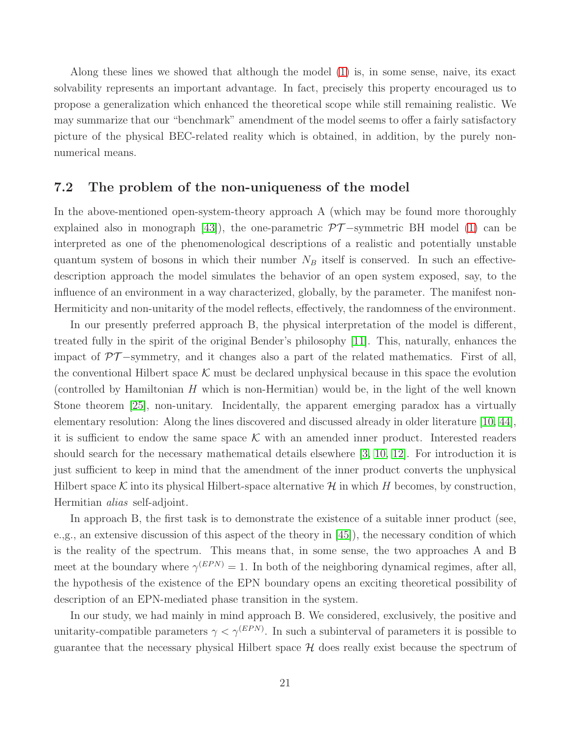Along these lines we showed that although the model (1) is, in some sense, naive, its exact solvability represents an important advantage. In fact, precisely this property encouraged us to propose a generalization which enhanced the theoretical scope while still remaining realistic. We may summarize that our "benchmark" amendment of the model seems to offer a fairly satisfactory picture of the physical BEC-related reality which is obtained, in addition, by the purely non-numerical means.

### 7.2 The problem of the non-uniqueness of the model

In the above-mentioned open-system-theory approach A (which may be found more thoroughly explained also in monograph [43]), the one-parametric $\mathcal{PT}-$symmetric BH model (1) can be interpreted as one of the phenomenological descriptions of a realistic and potentially unstable quantum system of bosons in which their number $N_B$ itself is conserved. In such an effective-description approach the model simulates the behavior of an open system exposed, say, to the influence of an environment in a way characterized, globally, by the parameter. The manifest non-Hermiticity and non-unitarity of the model reflects, effectively, the randomness of the environment.

In our presently preferred approach B, the physical interpretation of the model is different, treated fully in the spirit of the original Bender's philosophy [11]. This, naturally, enhances the impact of $\mathcal{PT}-$symmetry, and it changes also a part of the related mathematics. First of all, the conventional Hilbert space $\mathcal{K}$ must be declared unphysical because in this space the evolution (controlled by Hamiltonian $H$ which is non-Hermitian) would be, in the light of the well known Stone theorem [25], non-unitary. Incidentally, the apparent emerging paradox has a virtually elementary resolution: Along the lines discovered and discussed already in older literature [10, 44], it is sufficient to endow the same space $\mathcal{K}$ with an amended inner product. Interested readers should search for the necessary mathematical details elsewhere [3, 10, 12]. For introduction it is just sufficient to keep in mind that the amendment of the inner product converts the unphysical Hilbert space $\mathcal{K}$ into its physical Hilbert-space alternative $\mathcal{H}$ in which $H$ becomes, by construction, Hermitian *alias* self-adjoint.

In approach B, the first task is to demonstrate the existence of a suitable inner product (see, e.,g., an extensive discussion of this aspect of the theory in [45]), the necessary condition of which is the reality of the spectrum. This means that, in some sense, the two approaches A and B meet at the boundary where $\gamma^{(EPN)} = 1$. In both of the neighboring dynamical regimes, after all, the hypothesis of the existence of the EPN boundary opens an exciting theoretical possibility of description of an EPN-mediated phase transition in the system.

In our study, we had mainly in mind approach B. We considered, exclusively, the positive and unitarity-compatible parameters $\gamma < \gamma^{(EPN)}$. In such a subinterval of parameters it is possible to guarantee that the necessary physical Hilbert space $\mathcal{H}$ does really exist because the spectrum of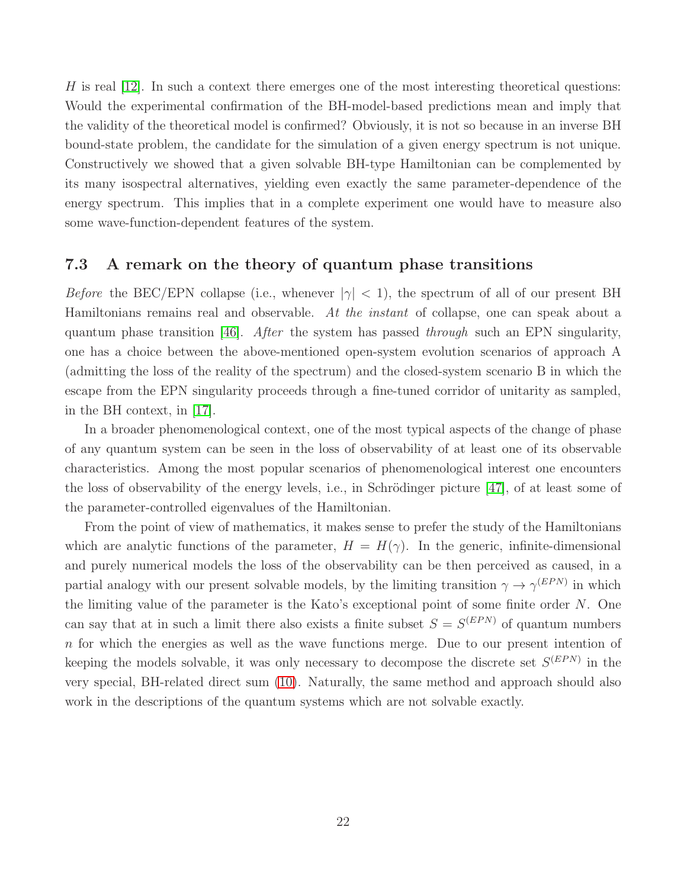$H$ is real [12]. In such a context there emerges one of the most interesting theoretical questions: Would the experimental confirmation of the BH-model-based predictions mean and imply that the validity of the theoretical model is confirmed? Obviously, it is not so because in an inverse BH bound-state problem, the candidate for the simulation of a given energy spectrum is not unique. Constructively we showed that a given solvable BH-type Hamiltonian can be complemented by its many isospectral alternatives, yielding even exactly the same parameter-dependence of the energy spectrum. This implies that in a complete experiment one would have to measure also some wave-function-dependent features of the system.

### 7.3 A remark on the theory of quantum phase transitions

*Before* the BEC/EPN collapse (i.e., whenever $|\gamma| < 1$), the spectrum of all of our present BH Hamiltonians remains real and observable. *At the instant* of collapse, one can speak about a quantum phase transition [46]. *After* the system has passed *through* such an EPN singularity, one has a choice between the above-mentioned open-system evolution scenarios of approach A (admitting the loss of the reality of the spectrum) and the closed-system scenario B in which the escape from the EPN singularity proceeds through a fine-tuned corridor of unitarity as sampled, in the BH context, in [17].

In a broader phenomenological context, one of the most typical aspects of the change of phase of any quantum system can be seen in the loss of observability of at least one of its observable characteristics. Among the most popular scenarios of phenomenological interest one encounters the loss of observability of the energy levels, i.e., in Schrödinger picture [47], of at least some of the parameter-controlled eigenvalues of the Hamiltonian.

From the point of view of mathematics, it makes sense to prefer the study of the Hamiltonians which are analytic functions of the parameter, $H = H(\gamma)$. In the generic, infinite-dimensional and purely numerical models the loss of the observability can be then perceived as caused, in a partial analogy with our present solvable models, by the limiting transition $\gamma \to \gamma^{(EPN)}$ in which the limiting value of the parameter is the Kato's exceptional point of some finite order $N$. One can say that at in such a limit there also exists a finite subset $S = S^{(EPN)}$ of quantum numbers $n$ for which the energies as well as the wave functions merge. Due to our present intention of keeping the models solvable, it was only necessary to decompose the discrete set $S^{(EPN)}$ in the very special, BH-related direct sum (10). Naturally, the same method and approach should also work in the descriptions of the quantum systems which are not solvable exactly.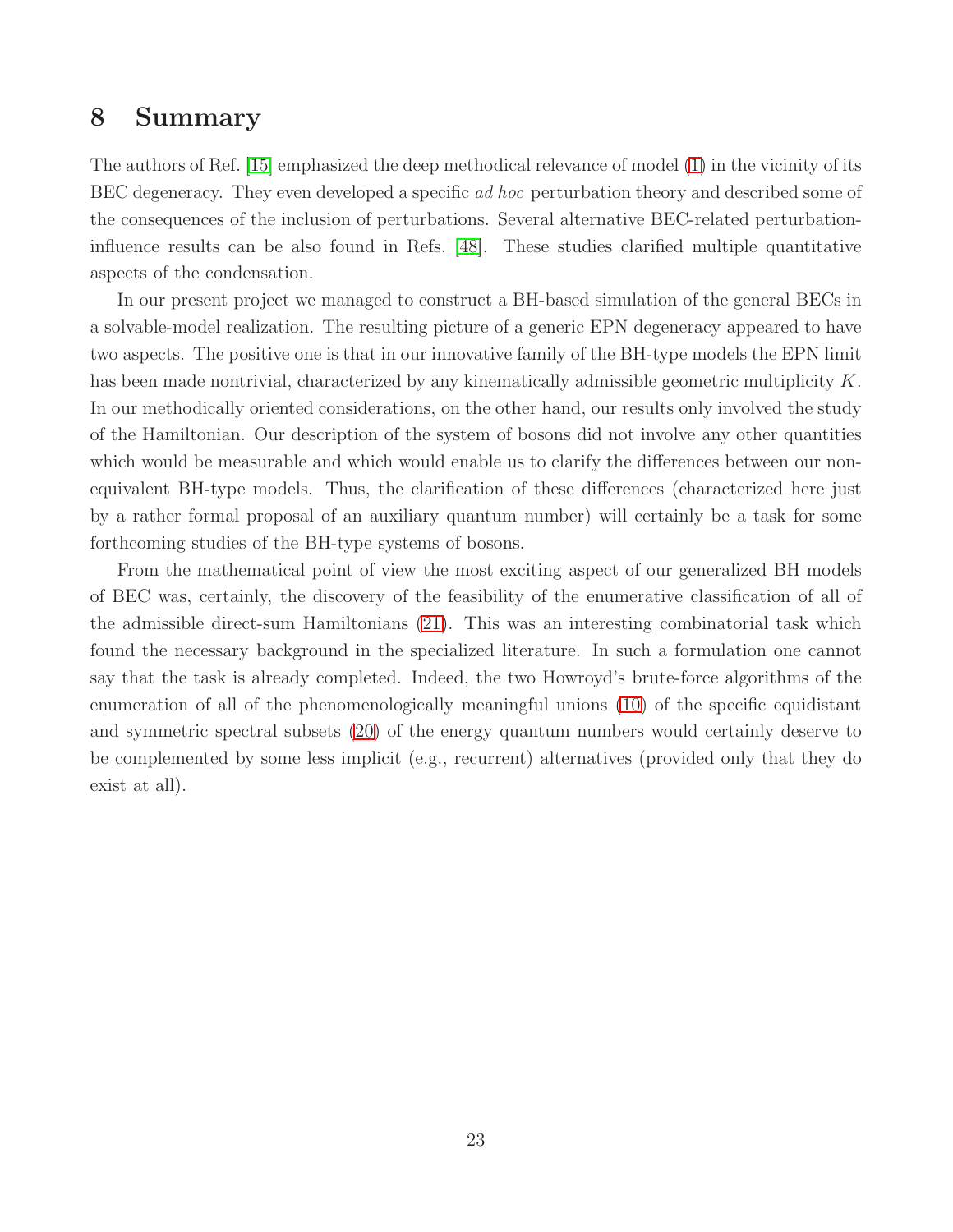# 8 Summary

The authors of Ref. [15] emphasized the deep methodical relevance of model (1) in the vicinity of its BEC degeneracy. They even developed a specific *ad hoc* perturbation theory and described some of the consequences of the inclusion of perturbations. Several alternative BEC-related perturbation-influence results can be also found in Refs. [48]. These studies clarified multiple quantitative aspects of the condensation.

In our present project we managed to construct a BH-based simulation of the general BECs in a solvable-model realization. The resulting picture of a generic EPN degeneracy appeared to have two aspects. The positive one is that in our innovative family of the BH-type models the EPN limit has been made nontrivial, characterized by any kinematically admissible geometric multiplicity $K$. In our methodically oriented considerations, on the other hand, our results only involved the study of the Hamiltonian. Our description of the system of bosons did not involve any other quantities which would be measurable and which would enable us to clarify the differences between our non-equivalent BH-type models. Thus, the clarification of these differences (characterized here just by a rather formal proposal of an auxiliary quantum number) will certainly be a task for some forthcoming studies of the BH-type systems of bosons.

From the mathematical point of view the most exciting aspect of our generalized BH models of BEC was, certainly, the discovery of the feasibility of the enumerative classification of all of the admissible direct-sum Hamiltonians (21). This was an interesting combinatorial task which found the necessary background in the specialized literature. In such a formulation one cannot say that the task is already completed. Indeed, the two Howroyd's brute-force algorithms of the enumeration of all of the phenomenologically meaningful unions (10) of the specific equidistant and symmetric spectral subsets (20) of the energy quantum numbers would certainly deserve to be complemented by some less implicit (e.g., recurrent) alternatives (provided only that they do exist at all).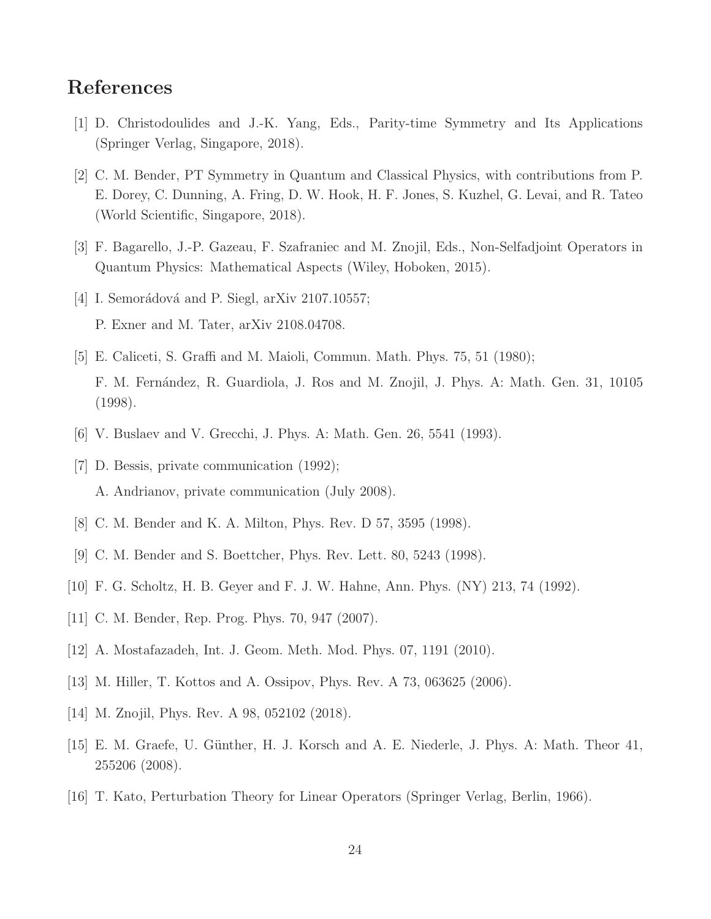## References

[1] D. Christodoulides and J.-K. Yang, Eds., Parity-time Symmetry and Its Applications (Springer Verlag, Singapore, 2018).

[2] C. M. Bender, PT Symmetry in Quantum and Classical Physics, with contributions from P. E. Dorey, C. Dunning, A. Fring, D. W. Hook, H. F. Jones, S. Kuzhel, G. Levai, and R. Tateo (World Scientific, Singapore, 2018).

[3] F. Bagarello, J.-P. Gazeau, F. Szafraniec and M. Znojil, Eds., Non-Selfadjoint Operators in Quantum Physics: Mathematical Aspects (Wiley, Hoboken, 2015).

[4] I. Semorádová and P. Siegl, arXiv 2107.10557;
P. Exner and M. Tater, arXiv 2108.04708.

[5] E. Caliceti, S. Graffi and M. Maioli, Commun. Math. Phys. 75, 51 (1980);
F. M. Fernández, R. Guardiola, J. Ros and M. Znojil, J. Phys. A: Math. Gen. 31, 10105 (1998).

[6] V. Buslaev and V. Grecchi, J. Phys. A: Math. Gen. 26, 5541 (1993).

[7] D. Bessis, private communication (1992);
A. Andrianov, private communication (July 2008).

[8] C. M. Bender and K. A. Milton, Phys. Rev. D 57, 3595 (1998).

[9] C. M. Bender and S. Boettcher, Phys. Rev. Lett. 80, 5243 (1998).

[10] F. G. Scholtz, H. B. Geyer and F. J. W. Hahne, Ann. Phys. (NY) 213, 74 (1992).

[11] C. M. Bender, Rep. Prog. Phys. 70, 947 (2007).

[12] A. Mostafazadeh, Int. J. Geom. Meth. Mod. Phys. 07, 1191 (2010).

[13] M. Hiller, T. Kottos and A. Ossipov, Phys. Rev. A 73, 063625 (2006).

[14] M. Znojil, Phys. Rev. A 98, 052102 (2018).

[15] E. M. Graefe, U. Günther, H. J. Korsch and A. E. Niederle, J. Phys. A: Math. Theor 41, 255206 (2008).

[16] T. Kato, Perturbation Theory for Linear Operators (Springer Verlag, Berlin, 1966).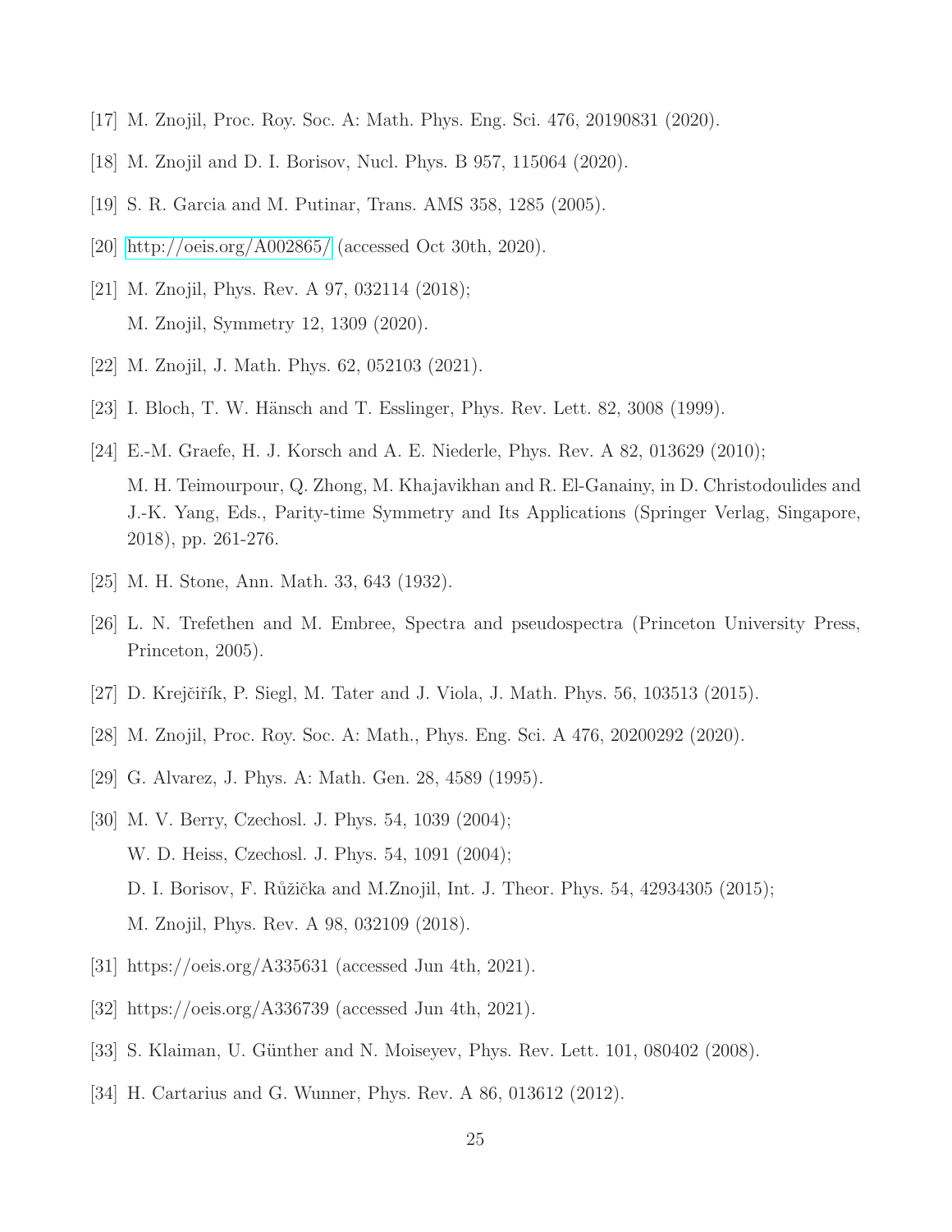[17] M. Znojil, Proc. Roy. Soc. A: Math. Phys. Eng. Sci. 476, 20190831 (2020).

[18] M. Znojil and D. I. Borisov, Nucl. Phys. B 957, 115064 (2020).

[19] S. R. Garcia and M. Putinar, Trans. AMS 358, 1285 (2005).

[20] http://oeis.org/A002865/ (accessed Oct 30th, 2020).

[21] M. Znojil, Phys. Rev. A 97, 032114 (2018);
M. Znojil, Symmetry 12, 1309 (2020).

[22] M. Znojil, J. Math. Phys. 62, 052103 (2021).

[23] I. Bloch, T. W. Hänsch and T. Esslinger, Phys. Rev. Lett. 82, 3008 (1999).

[24] E.-M. Graefe, H. J. Korsch and A. E. Niederle, Phys. Rev. A 82, 013629 (2010);
M. H. Teimourpour, Q. Zhong, M. Khajavikhan and R. El-Ganainy, in D. Christodoulides and J.-K. Yang, Eds., Parity-time Symmetry and Its Applications (Springer Verlag, Singapore, 2018), pp. 261-276.

[25] M. H. Stone, Ann. Math. 33, 643 (1932).

[26] L. N. Trefethen and M. Embree, Spectra and pseudospectra (Princeton University Press, Princeton, 2005).

[27] D. Krejčiřík, P. Siegl, M. Tater and J. Viola, J. Math. Phys. 56, 103513 (2015).

[28] M. Znojil, Proc. Roy. Soc. A: Math., Phys. Eng. Sci. A 476, 20200292 (2020).

[29] G. Alvarez, J. Phys. A: Math. Gen. 28, 4589 (1995).

[30] M. V. Berry, Czechosl. J. Phys. 54, 1039 (2004);
W. D. Heiss, Czechosl. J. Phys. 54, 1091 (2004);
D. I. Borisov, F. Růžička and M.Znojil, Int. J. Theor. Phys. 54, 42934305 (2015);
M. Znojil, Phys. Rev. A 98, 032109 (2018).

[31] https://oeis.org/A335631 (accessed Jun 4th, 2021).

[32] https://oeis.org/A336739 (accessed Jun 4th, 2021).

[33] S. Klaiman, U. Günther and N. Moiseyev, Phys. Rev. Lett. 101, 080402 (2008).

[34] H. Cartarius and G. Wunner, Phys. Rev. A 86, 013612 (2012).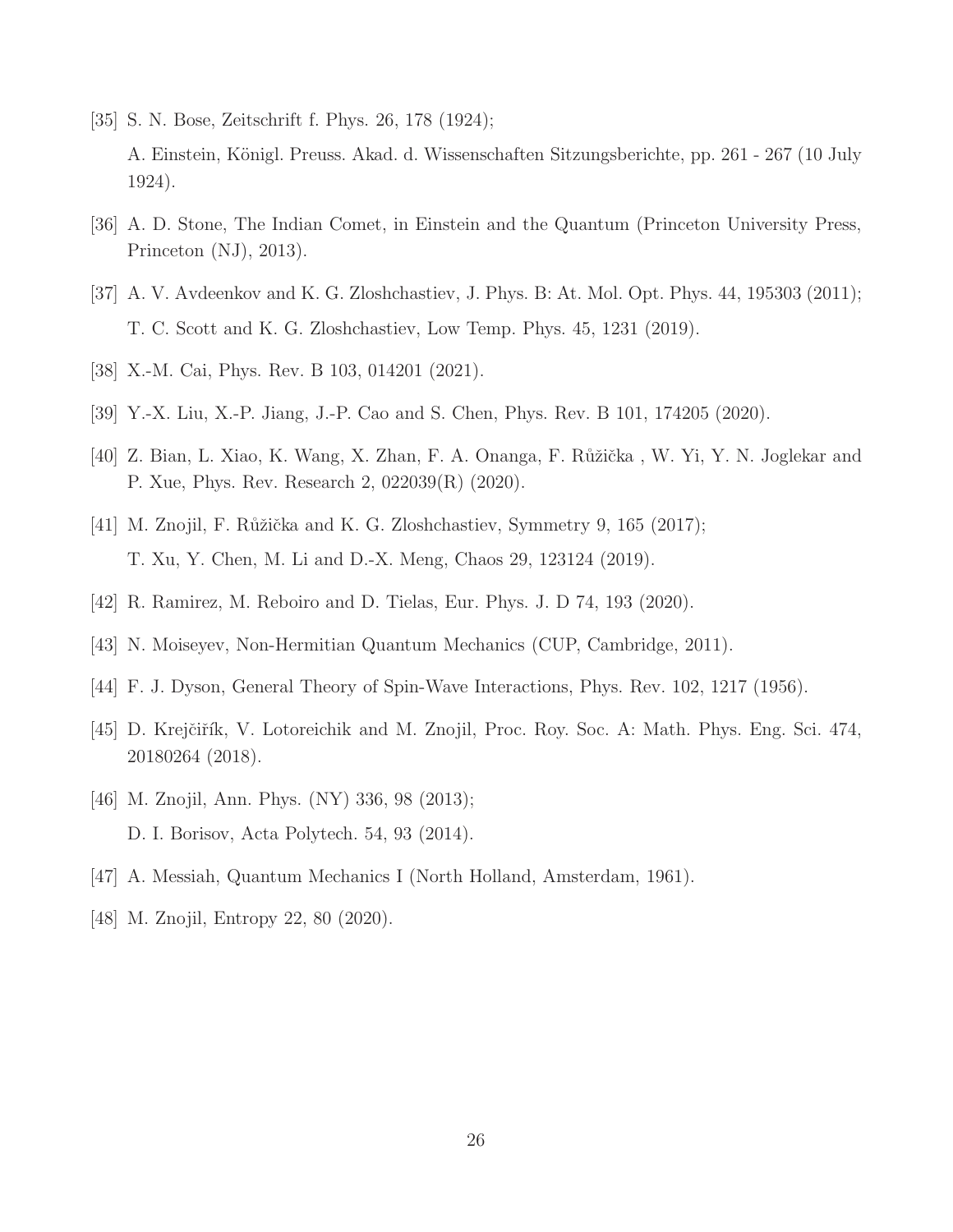[35] S. N. Bose, Zeitschrift f. Phys. 26, 178 (1924);

A. Einstein, Königl. Preuss. Akad. d. Wissenschaften Sitzungsberichte, pp. 261 - 267 (10 July 1924).

[36] A. D. Stone, The Indian Comet, in Einstein and the Quantum (Princeton University Press, Princeton (NJ), 2013).

[37] A. V. Avdeenkov and K. G. Zloshchastiev, J. Phys. B: At. Mol. Opt. Phys. 44, 195303 (2011);

T. C. Scott and K. G. Zloshchastiev, Low Temp. Phys. 45, 1231 (2019).

[38] X.-M. Cai, Phys. Rev. B 103, 014201 (2021).

[39] Y.-X. Liu, X.-P. Jiang, J.-P. Cao and S. Chen, Phys. Rev. B 101, 174205 (2020).

[40] Z. Bian, L. Xiao, K. Wang, X. Zhan, F. A. Onanga, F. Růžička , W. Yi, Y. N. Joglekar and P. Xue, Phys. Rev. Research 2, 022039(R) (2020).

[41] M. Znojil, F. Růžička and K. G. Zloshchastiev, Symmetry 9, 165 (2017);

T. Xu, Y. Chen, M. Li and D.-X. Meng, Chaos 29, 123124 (2019).

[42] R. Ramirez, M. Reboiro and D. Tielas, Eur. Phys. J. D 74, 193 (2020).

[43] N. Moiseyev, Non-Hermitian Quantum Mechanics (CUP, Cambridge, 2011).

[44] F. J. Dyson, General Theory of Spin-Wave Interactions, Phys. Rev. 102, 1217 (1956).

[45] D. Krejčiřík, V. Lotoreichik and M. Znojil, Proc. Roy. Soc. A: Math. Phys. Eng. Sci. 474, 20180264 (2018).

[46] M. Znojil, Ann. Phys. (NY) 336, 98 (2013);

D. I. Borisov, Acta Polytech. 54, 93 (2014).

[47] A. Messiah, Quantum Mechanics I (North Holland, Amsterdam, 1961).

[48] M. Znojil, Entropy 22, 80 (2020).